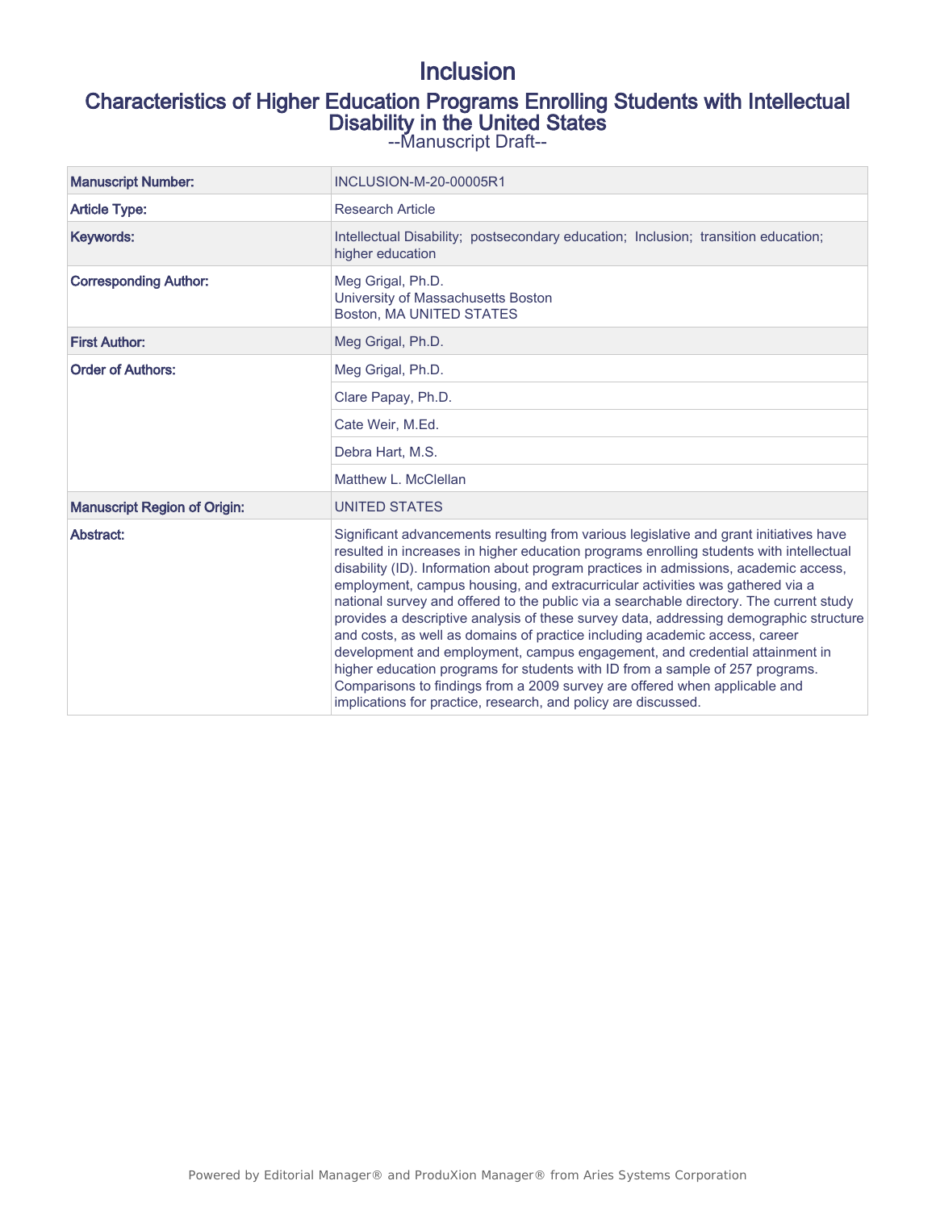# Inclusion

## Characteristics of Higher Education Programs Enrolling Students with Intellectual Disability in the United States

--Manuscript Draft--

| | |
|---|---|
| **Manuscript Number:** | INCLUSION-M-20-00005R1 |
| **Article Type:** | Research Article |
| **Keywords:** | Intellectual Disability; postsecondary education; Inclusion; transition education; higher education |
| **Corresponding Author:** | Meg Grigal, Ph.D.<br>University of Massachusetts Boston<br>Boston, MA UNITED STATES |
| **First Author:** | Meg Grigal, Ph.D. |
| **Order of Authors:** | Meg Grigal, Ph.D. |
| | Clare Papay, Ph.D. |
| | Cate Weir, M.Ed. |
| | Debra Hart, M.S. |
| | Matthew L. McClellan |
| **Manuscript Region of Origin:** | UNITED STATES |
| **Abstract:** | Significant advancements resulting from various legislative and grant initiatives have resulted in increases in higher education programs enrolling students with intellectual disability (ID). Information about program practices in admissions, academic access, employment, campus housing, and extracurricular activities was gathered via a national survey and offered to the public via a searchable directory. The current study provides a descriptive analysis of these survey data, addressing demographic structure and costs, as well as domains of practice including academic access, career development and employment, campus engagement, and credential attainment in higher education programs for students with ID from a sample of 257 programs. Comparisons to findings from a 2009 survey are offered when applicable and implications for practice, research, and policy are discussed. |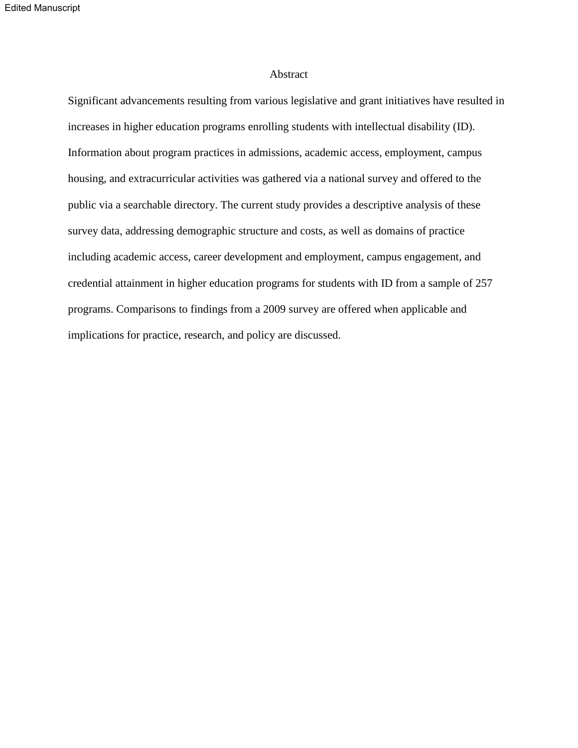# Abstract

Significant advancements resulting from various legislative and grant initiatives have resulted in increases in higher education programs enrolling students with intellectual disability (ID). Information about program practices in admissions, academic access, employment, campus housing, and extracurricular activities was gathered via a national survey and offered to the public via a searchable directory. The current study provides a descriptive analysis of these survey data, addressing demographic structure and costs, as well as domains of practice including academic access, career development and employment, campus engagement, and credential attainment in higher education programs for students with ID from a sample of 257 programs. Comparisons to findings from a 2009 survey are offered when applicable and implications for practice, research, and policy are discussed.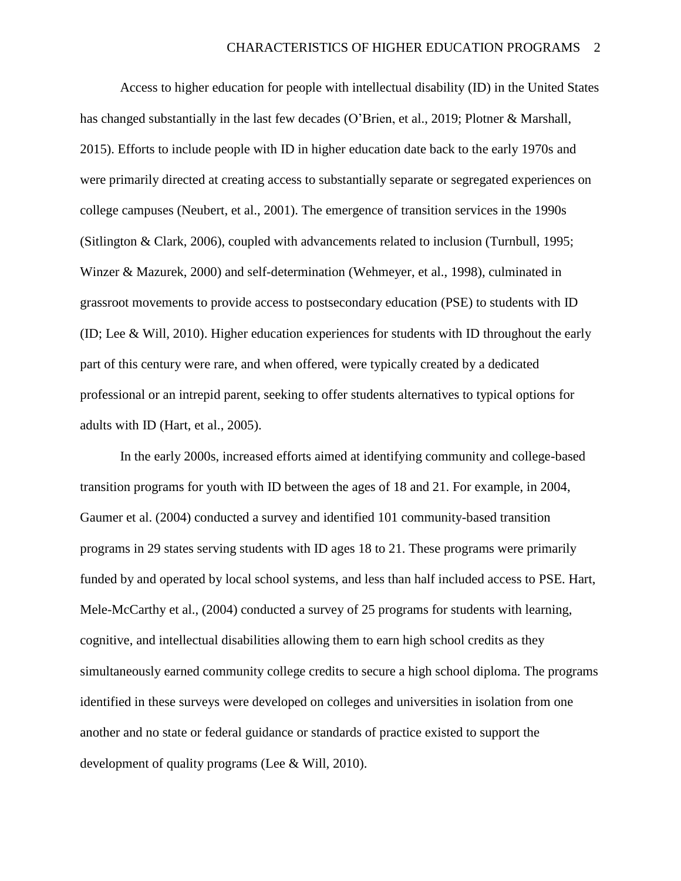Access to higher education for people with intellectual disability (ID) in the United States has changed substantially in the last few decades (O'Brien, et al., 2019; Plotner & Marshall, 2015). Efforts to include people with ID in higher education date back to the early 1970s and were primarily directed at creating access to substantially separate or segregated experiences on college campuses (Neubert, et al., 2001). The emergence of transition services in the 1990s (Sitlington & Clark, 2006), coupled with advancements related to inclusion (Turnbull, 1995; Winzer & Mazurek, 2000) and self-determination (Wehmeyer, et al., 1998), culminated in grassroot movements to provide access to postsecondary education (PSE) to students with ID (ID; Lee & Will, 2010). Higher education experiences for students with ID throughout the early part of this century were rare, and when offered, were typically created by a dedicated professional or an intrepid parent, seeking to offer students alternatives to typical options for adults with ID (Hart, et al., 2005).

In the early 2000s, increased efforts aimed at identifying community and college-based transition programs for youth with ID between the ages of 18 and 21. For example, in 2004, Gaumer et al. (2004) conducted a survey and identified 101 community-based transition programs in 29 states serving students with ID ages 18 to 21. These programs were primarily funded by and operated by local school systems, and less than half included access to PSE. Hart, Mele-McCarthy et al., (2004) conducted a survey of 25 programs for students with learning, cognitive, and intellectual disabilities allowing them to earn high school credits as they simultaneously earned community college credits to secure a high school diploma. The programs identified in these surveys were developed on colleges and universities in isolation from one another and no state or federal guidance or standards of practice existed to support the development of quality programs (Lee & Will, 2010).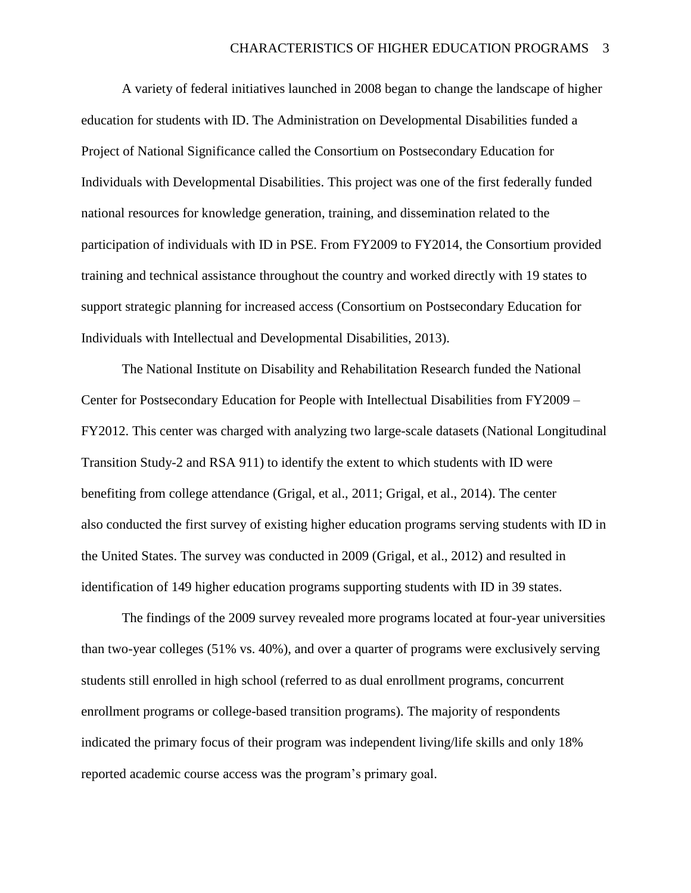A variety of federal initiatives launched in 2008 began to change the landscape of higher education for students with ID. The Administration on Developmental Disabilities funded a Project of National Significance called the Consortium on Postsecondary Education for Individuals with Developmental Disabilities. This project was one of the first federally funded national resources for knowledge generation, training, and dissemination related to the participation of individuals with ID in PSE. From FY2009 to FY2014, the Consortium provided training and technical assistance throughout the country and worked directly with 19 states to support strategic planning for increased access (Consortium on Postsecondary Education for Individuals with Intellectual and Developmental Disabilities, 2013).

The National Institute on Disability and Rehabilitation Research funded the National Center for Postsecondary Education for People with Intellectual Disabilities from FY2009 – FY2012. This center was charged with analyzing two large-scale datasets (National Longitudinal Transition Study-2 and RSA 911) to identify the extent to which students with ID were benefiting from college attendance (Grigal, et al., 2011; Grigal, et al., 2014). The center also conducted the first survey of existing higher education programs serving students with ID in the United States. The survey was conducted in 2009 (Grigal, et al., 2012) and resulted in identification of 149 higher education programs supporting students with ID in 39 states.

The findings of the 2009 survey revealed more programs located at four-year universities than two-year colleges (51% vs. 40%), and over a quarter of programs were exclusively serving students still enrolled in high school (referred to as dual enrollment programs, concurrent enrollment programs or college-based transition programs). The majority of respondents indicated the primary focus of their program was independent living/life skills and only 18% reported academic course access was the program's primary goal.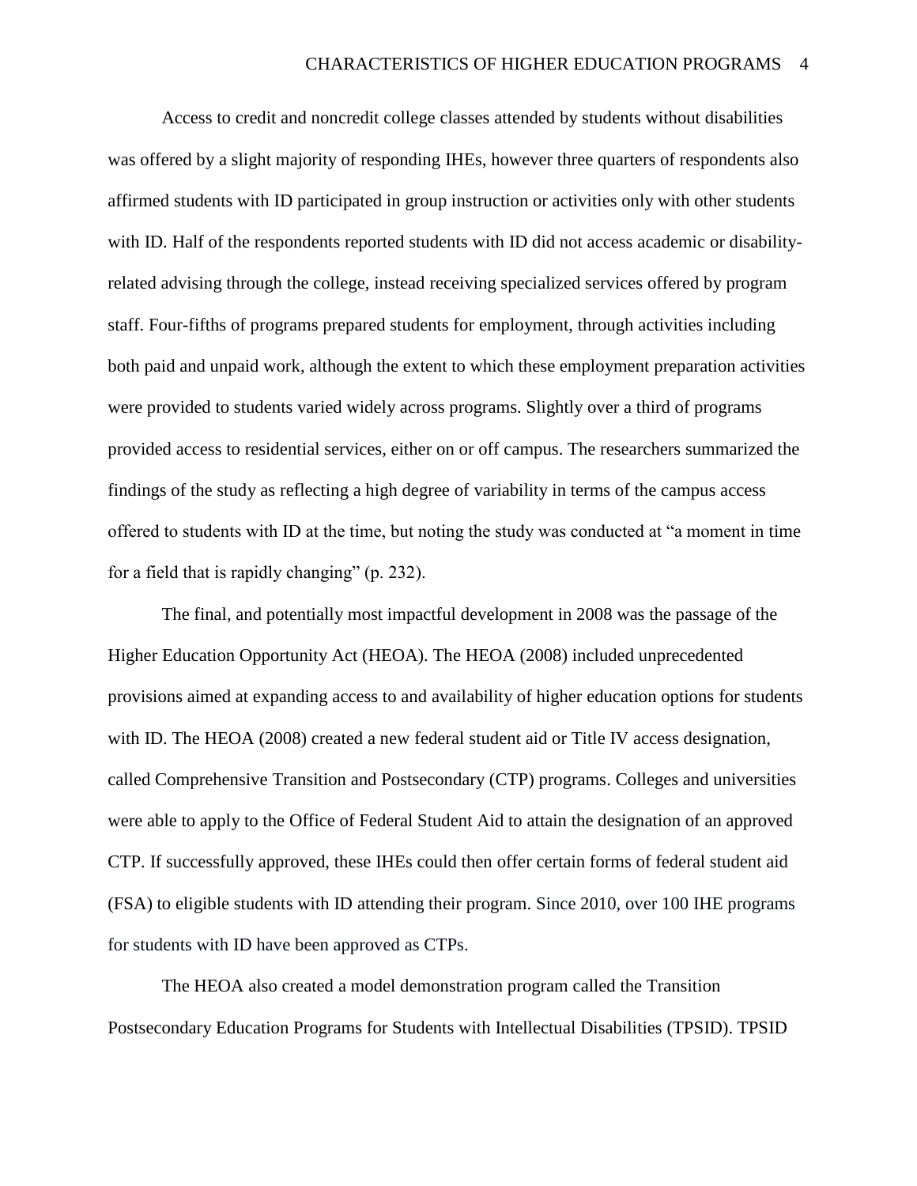Access to credit and noncredit college classes attended by students without disabilities was offered by a slight majority of responding IHEs, however three quarters of respondents also affirmed students with ID participated in group instruction or activities only with other students with ID. Half of the respondents reported students with ID did not access academic or disability-related advising through the college, instead receiving specialized services offered by program staff. Four-fifths of programs prepared students for employment, through activities including both paid and unpaid work, although the extent to which these employment preparation activities were provided to students varied widely across programs. Slightly over a third of programs provided access to residential services, either on or off campus. The researchers summarized the findings of the study as reflecting a high degree of variability in terms of the campus access offered to students with ID at the time, but noting the study was conducted at "a moment in time for a field that is rapidly changing" (p. 232).

The final, and potentially most impactful development in 2008 was the passage of the Higher Education Opportunity Act (HEOA). The HEOA (2008) included unprecedented provisions aimed at expanding access to and availability of higher education options for students with ID. The HEOA (2008) created a new federal student aid or Title IV access designation, called Comprehensive Transition and Postsecondary (CTP) programs. Colleges and universities were able to apply to the Office of Federal Student Aid to attain the designation of an approved CTP. If successfully approved, these IHEs could then offer certain forms of federal student aid (FSA) to eligible students with ID attending their program. Since 2010, over 100 IHE programs for students with ID have been approved as CTPs.

The HEOA also created a model demonstration program called the Transition Postsecondary Education Programs for Students with Intellectual Disabilities (TPSID). TPSID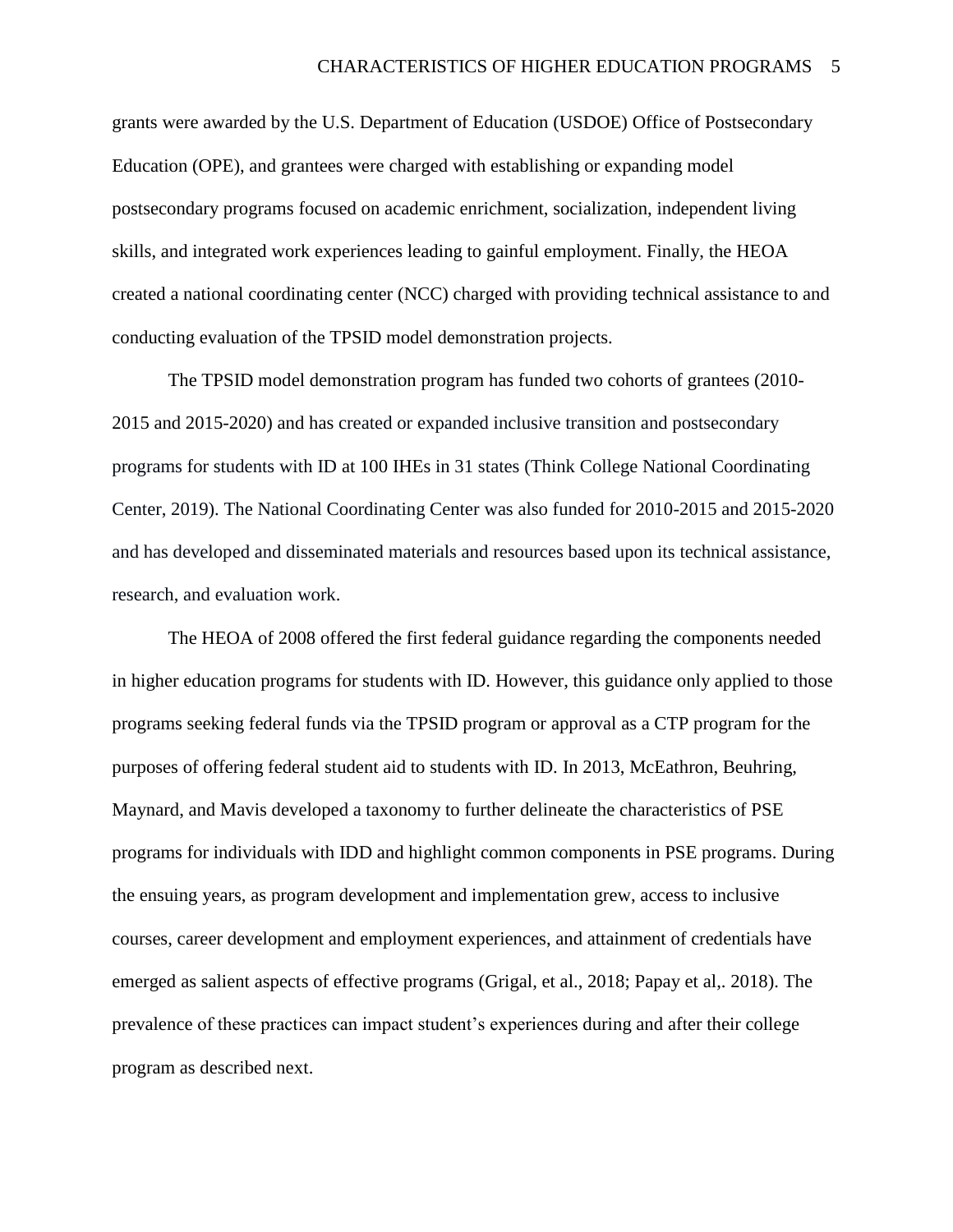grants were awarded by the U.S. Department of Education (USDOE) Office of Postsecondary Education (OPE), and grantees were charged with establishing or expanding model postsecondary programs focused on academic enrichment, socialization, independent living skills, and integrated work experiences leading to gainful employment. Finally, the HEOA created a national coordinating center (NCC) charged with providing technical assistance to and conducting evaluation of the TPSID model demonstration projects.

The TPSID model demonstration program has funded two cohorts of grantees (2010-2015 and 2015-2020) and has created or expanded inclusive transition and postsecondary programs for students with ID at 100 IHEs in 31 states (Think College National Coordinating Center, 2019). The National Coordinating Center was also funded for 2010-2015 and 2015-2020 and has developed and disseminated materials and resources based upon its technical assistance, research, and evaluation work.

The HEOA of 2008 offered the first federal guidance regarding the components needed in higher education programs for students with ID. However, this guidance only applied to those programs seeking federal funds via the TPSID program or approval as a CTP program for the purposes of offering federal student aid to students with ID. In 2013, McEathron, Beuhring, Maynard, and Mavis developed a taxonomy to further delineate the characteristics of PSE programs for individuals with IDD and highlight common components in PSE programs. During the ensuing years, as program development and implementation grew, access to inclusive courses, career development and employment experiences, and attainment of credentials have emerged as salient aspects of effective programs (Grigal, et al., 2018; Papay et al,. 2018). The prevalence of these practices can impact student's experiences during and after their college program as described next.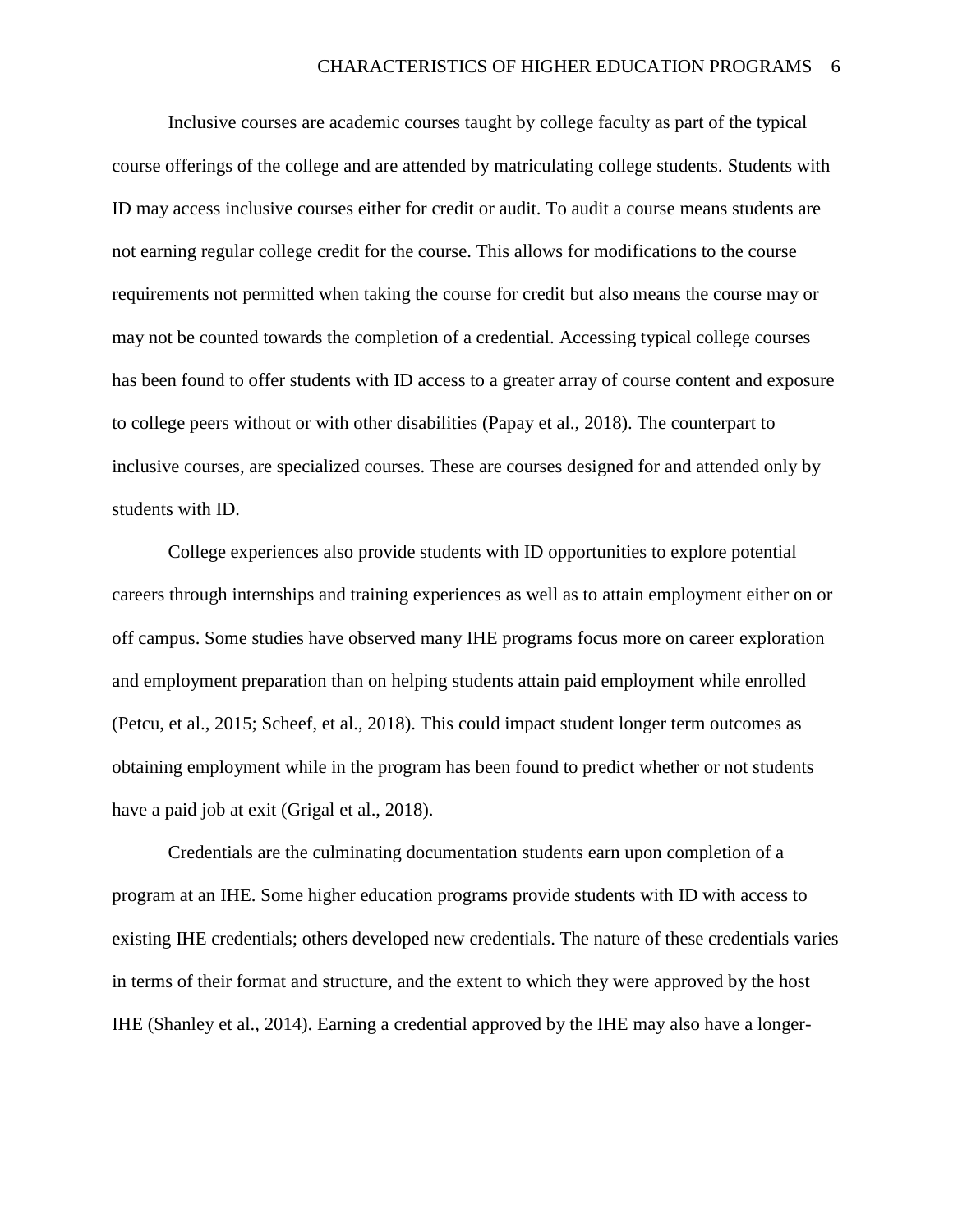Inclusive courses are academic courses taught by college faculty as part of the typical course offerings of the college and are attended by matriculating college students. Students with ID may access inclusive courses either for credit or audit. To audit a course means students are not earning regular college credit for the course. This allows for modifications to the course requirements not permitted when taking the course for credit but also means the course may or may not be counted towards the completion of a credential. Accessing typical college courses has been found to offer students with ID access to a greater array of course content and exposure to college peers without or with other disabilities (Papay et al., 2018). The counterpart to inclusive courses, are specialized courses. These are courses designed for and attended only by students with ID.

College experiences also provide students with ID opportunities to explore potential careers through internships and training experiences as well as to attain employment either on or off campus. Some studies have observed many IHE programs focus more on career exploration and employment preparation than on helping students attain paid employment while enrolled (Petcu, et al., 2015; Scheef, et al., 2018). This could impact student longer term outcomes as obtaining employment while in the program has been found to predict whether or not students have a paid job at exit (Grigal et al., 2018).

Credentials are the culminating documentation students earn upon completion of a program at an IHE. Some higher education programs provide students with ID with access to existing IHE credentials; others developed new credentials. The nature of these credentials varies in terms of their format and structure, and the extent to which they were approved by the host IHE (Shanley et al., 2014). Earning a credential approved by the IHE may also have a longer-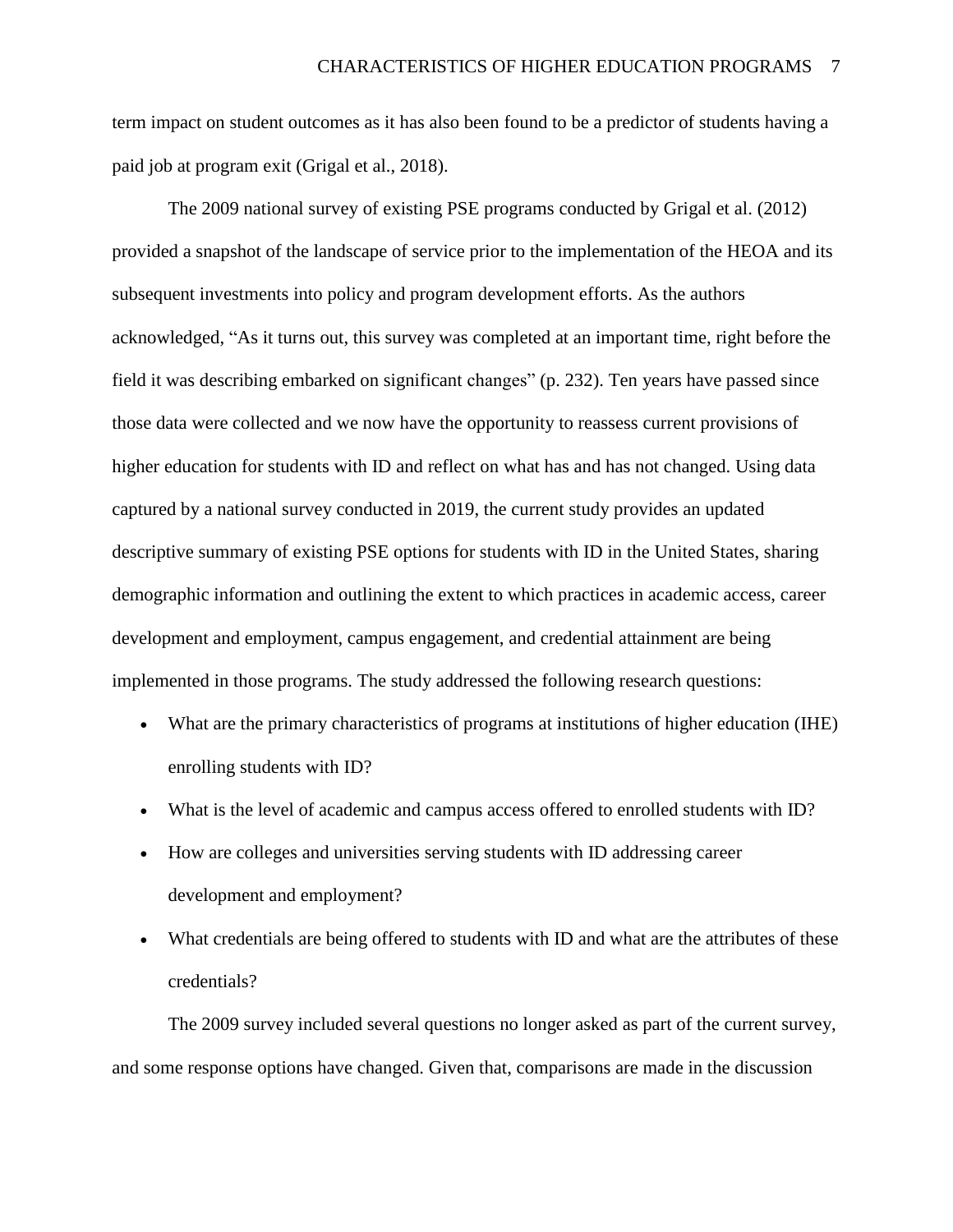term impact on student outcomes as it has also been found to be a predictor of students having a paid job at program exit (Grigal et al., 2018).

The 2009 national survey of existing PSE programs conducted by Grigal et al. (2012) provided a snapshot of the landscape of service prior to the implementation of the HEOA and its subsequent investments into policy and program development efforts. As the authors acknowledged, "As it turns out, this survey was completed at an important time, right before the field it was describing embarked on significant changes" (p. 232). Ten years have passed since those data were collected and we now have the opportunity to reassess current provisions of higher education for students with ID and reflect on what has and has not changed. Using data captured by a national survey conducted in 2019, the current study provides an updated descriptive summary of existing PSE options for students with ID in the United States, sharing demographic information and outlining the extent to which practices in academic access, career development and employment, campus engagement, and credential attainment are being implemented in those programs. The study addressed the following research questions:

- What are the primary characteristics of programs at institutions of higher education (IHE) enrolling students with ID?
- What is the level of academic and campus access offered to enrolled students with ID?
- How are colleges and universities serving students with ID addressing career development and employment?
- What credentials are being offered to students with ID and what are the attributes of these credentials?

The 2009 survey included several questions no longer asked as part of the current survey, and some response options have changed. Given that, comparisons are made in the discussion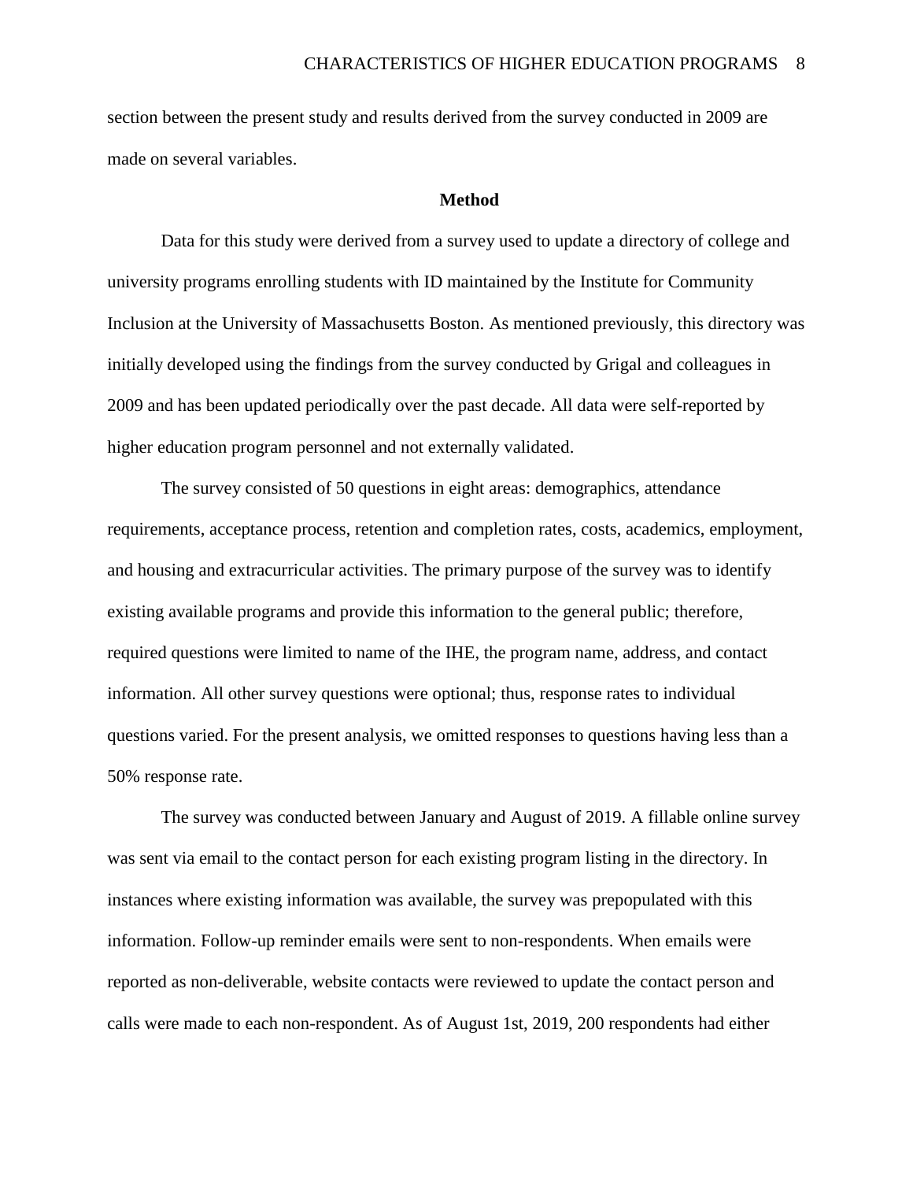section between the present study and results derived from the survey conducted in 2009 are made on several variables.

## Method

Data for this study were derived from a survey used to update a directory of college and university programs enrolling students with ID maintained by the Institute for Community Inclusion at the University of Massachusetts Boston. As mentioned previously, this directory was initially developed using the findings from the survey conducted by Grigal and colleagues in 2009 and has been updated periodically over the past decade. All data were self-reported by higher education program personnel and not externally validated.

The survey consisted of 50 questions in eight areas: demographics, attendance requirements, acceptance process, retention and completion rates, costs, academics, employment, and housing and extracurricular activities. The primary purpose of the survey was to identify existing available programs and provide this information to the general public; therefore, required questions were limited to name of the IHE, the program name, address, and contact information. All other survey questions were optional; thus, response rates to individual questions varied. For the present analysis, we omitted responses to questions having less than a 50% response rate.

The survey was conducted between January and August of 2019. A fillable online survey was sent via email to the contact person for each existing program listing in the directory. In instances where existing information was available, the survey was prepopulated with this information. Follow-up reminder emails were sent to non-respondents. When emails were reported as non-deliverable, website contacts were reviewed to update the contact person and calls were made to each non-respondent. As of August 1st, 2019, 200 respondents had either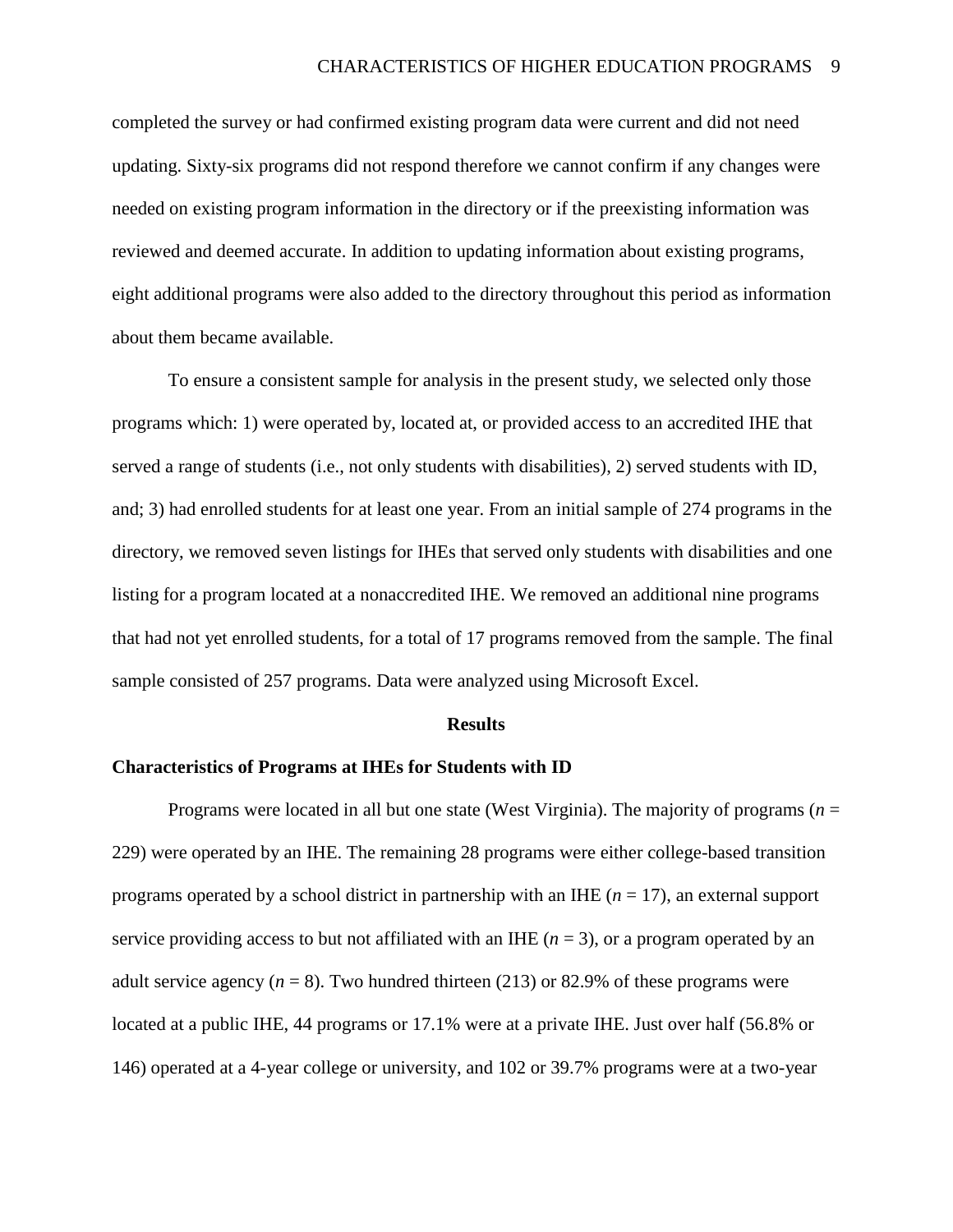completed the survey or had confirmed existing program data were current and did not need updating. Sixty-six programs did not respond therefore we cannot confirm if any changes were needed on existing program information in the directory or if the preexisting information was reviewed and deemed accurate. In addition to updating information about existing programs, eight additional programs were also added to the directory throughout this period as information about them became available.

To ensure a consistent sample for analysis in the present study, we selected only those programs which: 1) were operated by, located at, or provided access to an accredited IHE that served a range of students (i.e., not only students with disabilities), 2) served students with ID, and; 3) had enrolled students for at least one year. From an initial sample of 274 programs in the directory, we removed seven listings for IHEs that served only students with disabilities and one listing for a program located at a nonaccredited IHE. We removed an additional nine programs that had not yet enrolled students, for a total of 17 programs removed from the sample. The final sample consisted of 257 programs. Data were analyzed using Microsoft Excel.

## Results

### Characteristics of Programs at IHEs for Students with ID

Programs were located in all but one state (West Virginia). The majority of programs ($n$ = 229) were operated by an IHE. The remaining 28 programs were either college-based transition programs operated by a school district in partnership with an IHE ($n$ = 17), an external support service providing access to but not affiliated with an IHE ($n$ = 3), or a program operated by an adult service agency ($n$ = 8). Two hundred thirteen (213) or 82.9% of these programs were located at a public IHE, 44 programs or 17.1% were at a private IHE. Just over half (56.8% or 146) operated at a 4-year college or university, and 102 or 39.7% programs were at a two-year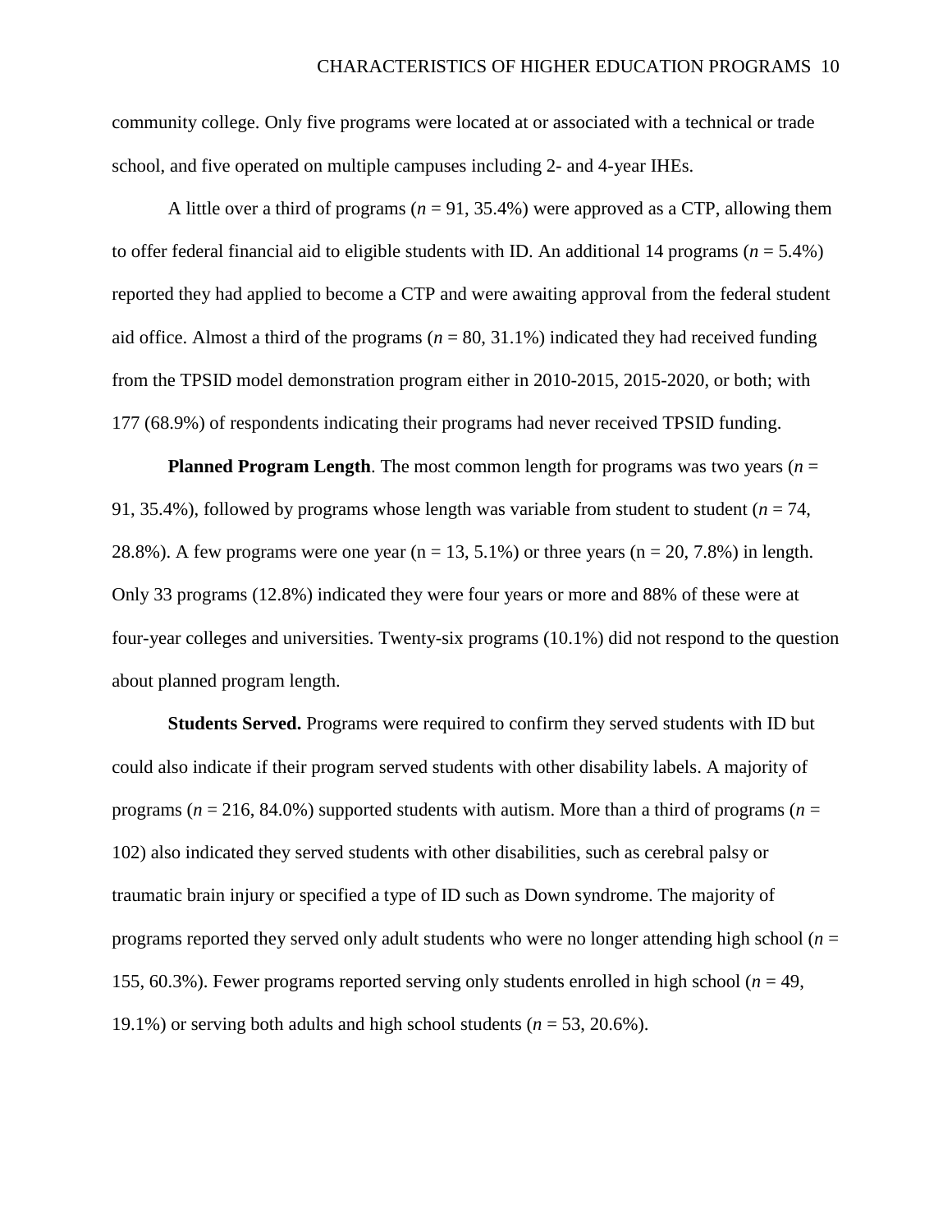community college. Only five programs were located at or associated with a technical or trade school, and five operated on multiple campuses including 2- and 4-year IHEs.

A little over a third of programs ($n$ = 91, 35.4%) were approved as a CTP, allowing them to offer federal financial aid to eligible students with ID. An additional 14 programs ($n$ = 5.4%) reported they had applied to become a CTP and were awaiting approval from the federal student aid office. Almost a third of the programs ($n$ = 80, 31.1%) indicated they had received funding from the TPSID model demonstration program either in 2010-2015, 2015-2020, or both; with 177 (68.9%) of respondents indicating their programs had never received TPSID funding.

**Planned Program Length**. The most common length for programs was two years ($n$ = 91, 35.4%), followed by programs whose length was variable from student to student ($n$ = 74, 28.8%). A few programs were one year (n = 13, 5.1%) or three years (n = 20, 7.8%) in length. Only 33 programs (12.8%) indicated they were four years or more and 88% of these were at four-year colleges and universities. Twenty-six programs (10.1%) did not respond to the question about planned program length.

**Students Served.** Programs were required to confirm they served students with ID but could also indicate if their program served students with other disability labels. A majority of programs ($n$ = 216, 84.0%) supported students with autism. More than a third of programs ($n$ = 102) also indicated they served students with other disabilities, such as cerebral palsy or traumatic brain injury or specified a type of ID such as Down syndrome. The majority of programs reported they served only adult students who were no longer attending high school ($n$ = 155, 60.3%). Fewer programs reported serving only students enrolled in high school ($n$ = 49, 19.1%) or serving both adults and high school students ($n$ = 53, 20.6%).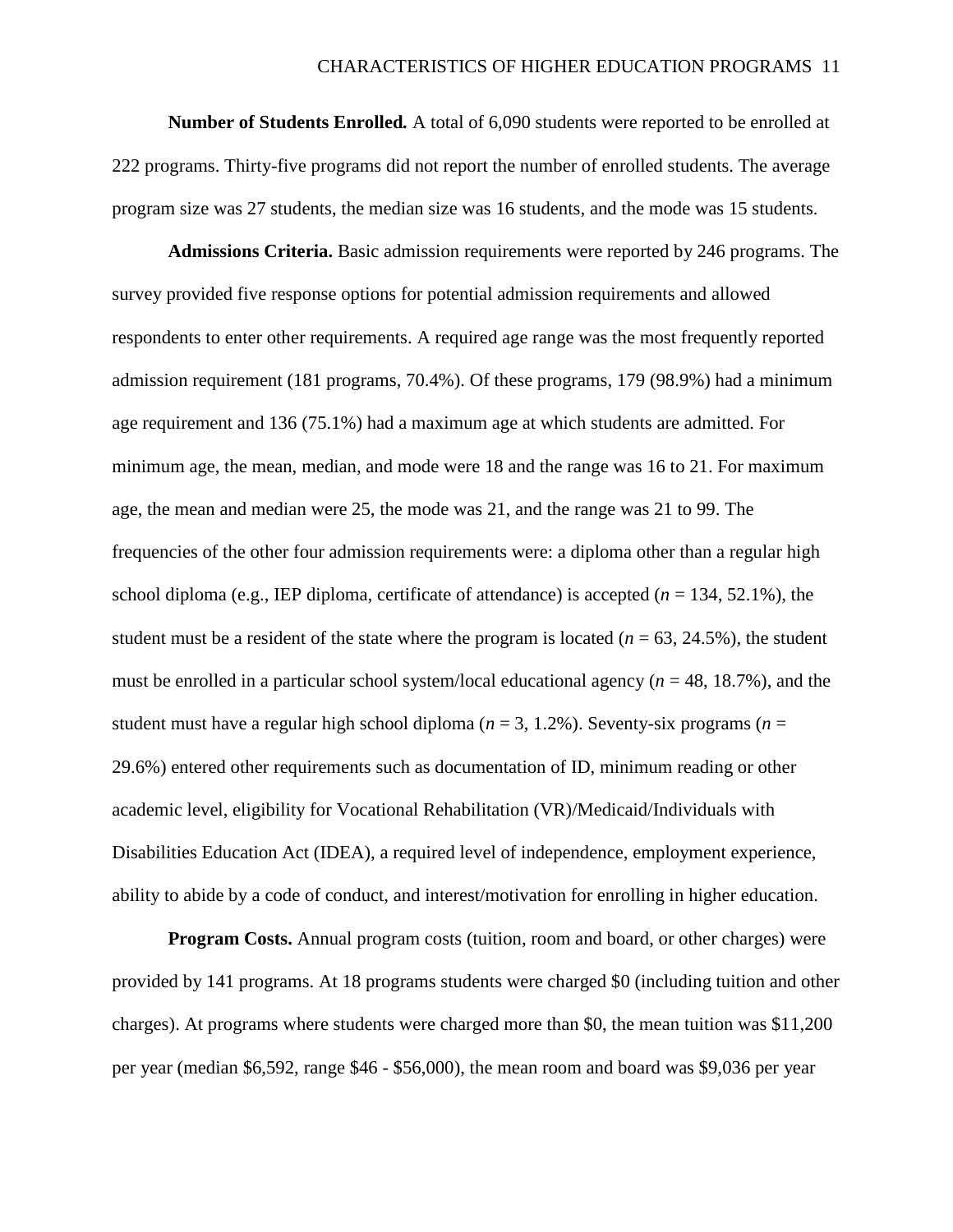**Number of Students Enrolled.** A total of 6,090 students were reported to be enrolled at 222 programs. Thirty-five programs did not report the number of enrolled students. The average program size was 27 students, the median size was 16 students, and the mode was 15 students.

**Admissions Criteria.** Basic admission requirements were reported by 246 programs. The survey provided five response options for potential admission requirements and allowed respondents to enter other requirements. A required age range was the most frequently reported admission requirement (181 programs, 70.4%). Of these programs, 179 (98.9%) had a minimum age requirement and 136 (75.1%) had a maximum age at which students are admitted. For minimum age, the mean, median, and mode were 18 and the range was 16 to 21. For maximum age, the mean and median were 25, the mode was 21, and the range was 21 to 99. The frequencies of the other four admission requirements were: a diploma other than a regular high school diploma (e.g., IEP diploma, certificate of attendance) is accepted ($n$ = 134, 52.1%), the student must be a resident of the state where the program is located ($n$ = 63, 24.5%), the student must be enrolled in a particular school system/local educational agency ($n$ = 48, 18.7%), and the student must have a regular high school diploma ($n$ = 3, 1.2%). Seventy-six programs ($n$ = 29.6%) entered other requirements such as documentation of ID, minimum reading or other academic level, eligibility for Vocational Rehabilitation (VR)/Medicaid/Individuals with Disabilities Education Act (IDEA), a required level of independence, employment experience, ability to abide by a code of conduct, and interest/motivation for enrolling in higher education.

**Program Costs.** Annual program costs (tuition, room and board, or other charges) were provided by 141 programs. At 18 programs students were charged $0 (including tuition and other charges). At programs where students were charged more than $0, the mean tuition was $11,200 per year (median $6,592, range $46 - $56,000), the mean room and board was $9,036 per year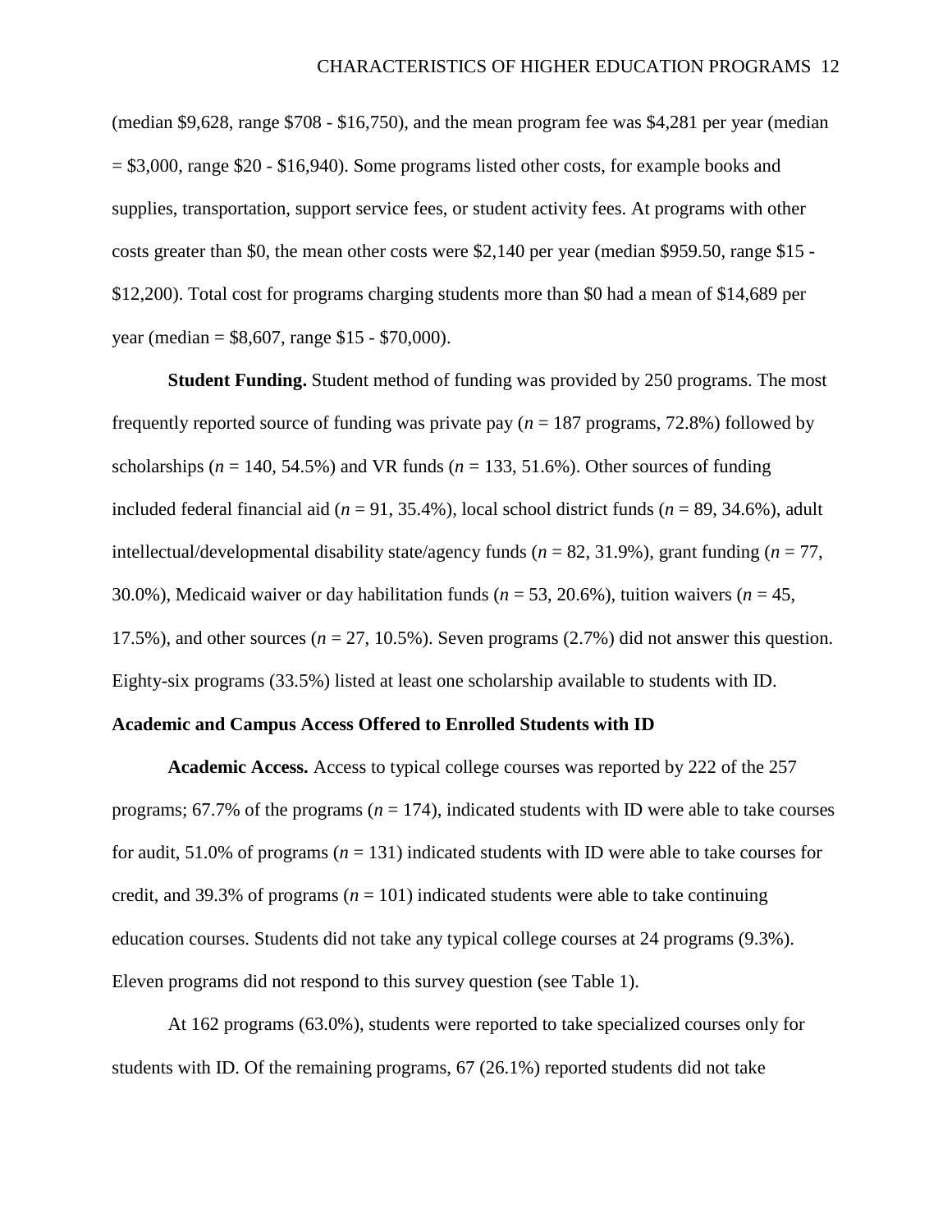(median \$9,628, range \$708 - \$16,750), and the mean program fee was \$4,281 per year (median = \$3,000, range \$20 - \$16,940). Some programs listed other costs, for example books and supplies, transportation, support service fees, or student activity fees. At programs with other costs greater than \$0, the mean other costs were \$2,140 per year (median \$959.50, range \$15 - \$12,200). Total cost for programs charging students more than \$0 had a mean of \$14,689 per year (median = \$8,607, range \$15 - \$70,000).

**Student Funding.** Student method of funding was provided by 250 programs. The most frequently reported source of funding was private pay ($n = 187$ programs, 72.8%) followed by scholarships ($n = 140$, 54.5%) and VR funds ($n = 133$, 51.6%). Other sources of funding included federal financial aid ($n = 91$, 35.4%), local school district funds ($n = 89$, 34.6%), adult intellectual/developmental disability state/agency funds ($n = 82$, 31.9%), grant funding ($n = 77$, 30.0%), Medicaid waiver or day habilitation funds ($n = 53$, 20.6%), tuition waivers ($n = 45$, 17.5%), and other sources ($n = 27$, 10.5%). Seven programs (2.7%) did not answer this question. Eighty-six programs (33.5%) listed at least one scholarship available to students with ID.

### Academic and Campus Access Offered to Enrolled Students with ID

**Academic Access.** Access to typical college courses was reported by 222 of the 257 programs; 67.7% of the programs ($n = 174$), indicated students with ID were able to take courses for audit, 51.0% of programs ($n = 131$) indicated students with ID were able to take courses for credit, and 39.3% of programs ($n = 101$) indicated students were able to take continuing education courses. Students did not take any typical college courses at 24 programs (9.3%). Eleven programs did not respond to this survey question (see Table 1).

At 162 programs (63.0%), students were reported to take specialized courses only for students with ID. Of the remaining programs, 67 (26.1%) reported students did not take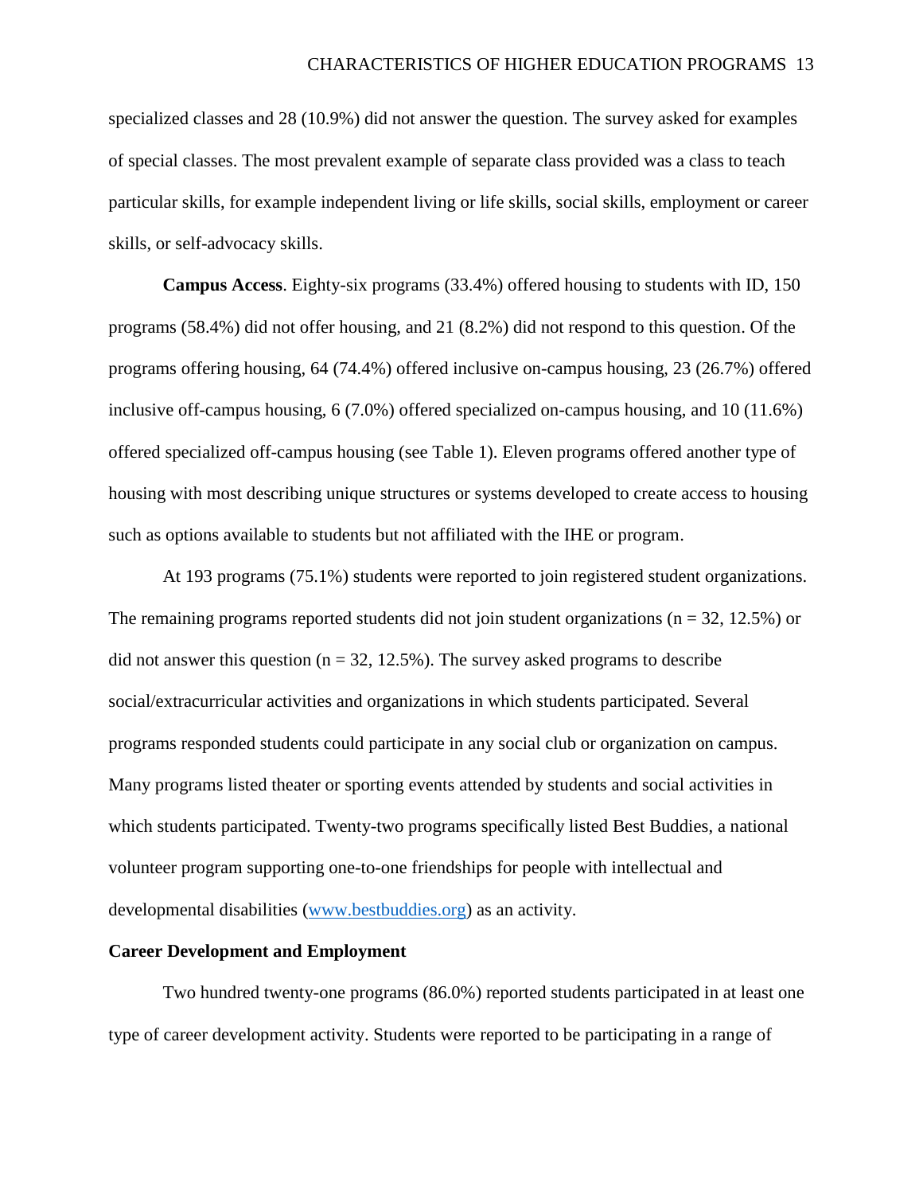specialized classes and 28 (10.9%) did not answer the question. The survey asked for examples of special classes. The most prevalent example of separate class provided was a class to teach particular skills, for example independent living or life skills, social skills, employment or career skills, or self-advocacy skills.

**Campus Access**. Eighty-six programs (33.4%) offered housing to students with ID, 150 programs (58.4%) did not offer housing, and 21 (8.2%) did not respond to this question. Of the programs offering housing, 64 (74.4%) offered inclusive on-campus housing, 23 (26.7%) offered inclusive off-campus housing, 6 (7.0%) offered specialized on-campus housing, and 10 (11.6%) offered specialized off-campus housing (see Table 1). Eleven programs offered another type of housing with most describing unique structures or systems developed to create access to housing such as options available to students but not affiliated with the IHE or program.

At 193 programs (75.1%) students were reported to join registered student organizations. The remaining programs reported students did not join student organizations (n = 32, 12.5%) or did not answer this question (n = 32, 12.5%). The survey asked programs to describe social/extracurricular activities and organizations in which students participated. Several programs responded students could participate in any social club or organization on campus. Many programs listed theater or sporting events attended by students and social activities in which students participated. Twenty-two programs specifically listed Best Buddies, a national volunteer program supporting one-to-one friendships for people with intellectual and developmental disabilities (www.bestbuddies.org) as an activity.

## Career Development and Employment

Two hundred twenty-one programs (86.0%) reported students participated in at least one type of career development activity. Students were reported to be participating in a range of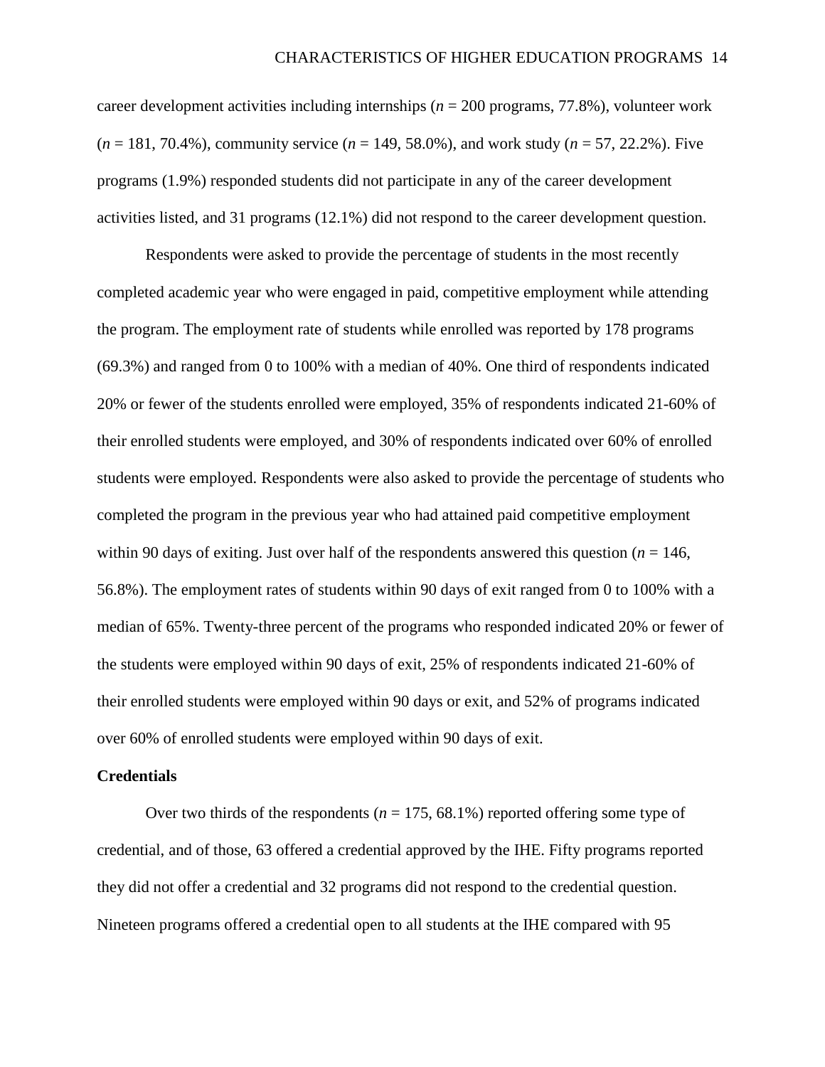career development activities including internships (*n* = 200 programs, 77.8%), volunteer work (*n* = 181, 70.4%), community service (*n* = 149, 58.0%), and work study (*n* = 57, 22.2%). Five programs (1.9%) responded students did not participate in any of the career development activities listed, and 31 programs (12.1%) did not respond to the career development question.

Respondents were asked to provide the percentage of students in the most recently completed academic year who were engaged in paid, competitive employment while attending the program. The employment rate of students while enrolled was reported by 178 programs (69.3%) and ranged from 0 to 100% with a median of 40%. One third of respondents indicated 20% or fewer of the students enrolled were employed, 35% of respondents indicated 21-60% of their enrolled students were employed, and 30% of respondents indicated over 60% of enrolled students were employed. Respondents were also asked to provide the percentage of students who completed the program in the previous year who had attained paid competitive employment within 90 days of exiting. Just over half of the respondents answered this question (*n* = 146, 56.8%). The employment rates of students within 90 days of exit ranged from 0 to 100% with a median of 65%. Twenty-three percent of the programs who responded indicated 20% or fewer of the students were employed within 90 days of exit, 25% of respondents indicated 21-60% of their enrolled students were employed within 90 days or exit, and 52% of programs indicated over 60% of enrolled students were employed within 90 days of exit.

**Credentials**

Over two thirds of the respondents (*n* = 175, 68.1%) reported offering some type of credential, and of those, 63 offered a credential approved by the IHE. Fifty programs reported they did not offer a credential and 32 programs did not respond to the credential question. Nineteen programs offered a credential open to all students at the IHE compared with 95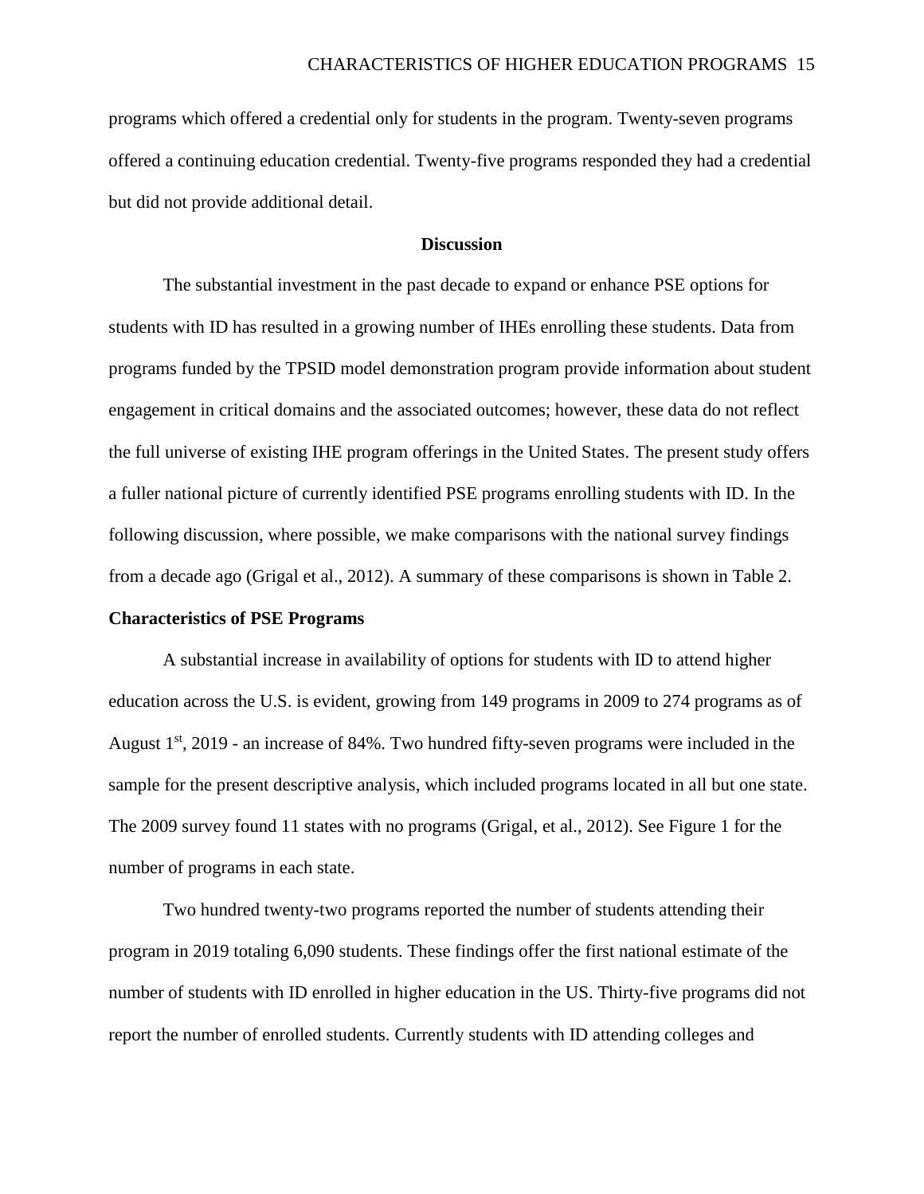programs which offered a credential only for students in the program. Twenty-seven programs offered a continuing education credential. Twenty-five programs responded they had a credential but did not provide additional detail.

## Discussion

The substantial investment in the past decade to expand or enhance PSE options for students with ID has resulted in a growing number of IHEs enrolling these students. Data from programs funded by the TPSID model demonstration program provide information about student engagement in critical domains and the associated outcomes; however, these data do not reflect the full universe of existing IHE program offerings in the United States. The present study offers a fuller national picture of currently identified PSE programs enrolling students with ID. In the following discussion, where possible, we make comparisons with the national survey findings from a decade ago (Grigal et al., 2012). A summary of these comparisons is shown in Table 2.

### Characteristics of PSE Programs

A substantial increase in availability of options for students with ID to attend higher education across the U.S. is evident, growing from 149 programs in 2009 to 274 programs as of August 1st, 2019 - an increase of 84%. Two hundred fifty-seven programs were included in the sample for the present descriptive analysis, which included programs located in all but one state. The 2009 survey found 11 states with no programs (Grigal, et al., 2012). See Figure 1 for the number of programs in each state.

Two hundred twenty-two programs reported the number of students attending their program in 2019 totaling 6,090 students. These findings offer the first national estimate of the number of students with ID enrolled in higher education in the US. Thirty-five programs did not report the number of enrolled students. Currently students with ID attending colleges and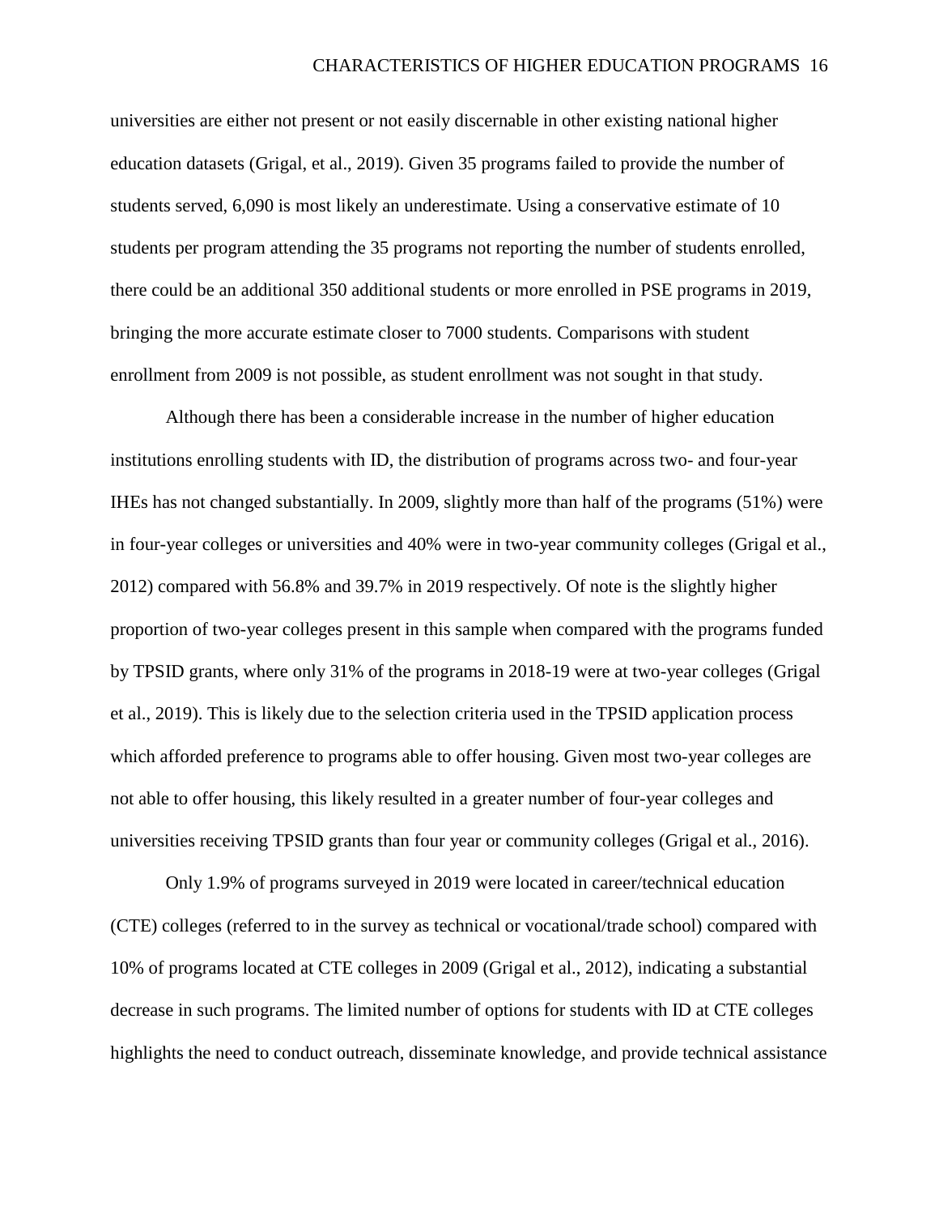universities are either not present or not easily discernable in other existing national higher education datasets (Grigal, et al., 2019). Given 35 programs failed to provide the number of students served, 6,090 is most likely an underestimate. Using a conservative estimate of 10 students per program attending the 35 programs not reporting the number of students enrolled, there could be an additional 350 additional students or more enrolled in PSE programs in 2019, bringing the more accurate estimate closer to 7000 students. Comparisons with student enrollment from 2009 is not possible, as student enrollment was not sought in that study.

Although there has been a considerable increase in the number of higher education institutions enrolling students with ID, the distribution of programs across two- and four-year IHEs has not changed substantially. In 2009, slightly more than half of the programs (51%) were in four-year colleges or universities and 40% were in two-year community colleges (Grigal et al., 2012) compared with 56.8% and 39.7% in 2019 respectively. Of note is the slightly higher proportion of two-year colleges present in this sample when compared with the programs funded by TPSID grants, where only 31% of the programs in 2018-19 were at two-year colleges (Grigal et al., 2019). This is likely due to the selection criteria used in the TPSID application process which afforded preference to programs able to offer housing. Given most two-year colleges are not able to offer housing, this likely resulted in a greater number of four-year colleges and universities receiving TPSID grants than four year or community colleges (Grigal et al., 2016).

Only 1.9% of programs surveyed in 2019 were located in career/technical education (CTE) colleges (referred to in the survey as technical or vocational/trade school) compared with 10% of programs located at CTE colleges in 2009 (Grigal et al., 2012), indicating a substantial decrease in such programs. The limited number of options for students with ID at CTE colleges highlights the need to conduct outreach, disseminate knowledge, and provide technical assistance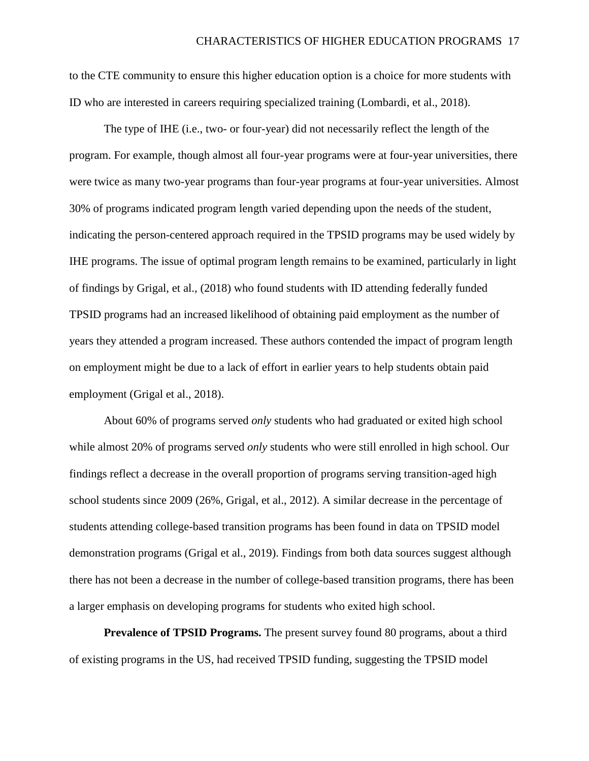to the CTE community to ensure this higher education option is a choice for more students with ID who are interested in careers requiring specialized training (Lombardi, et al., 2018).

The type of IHE (i.e., two- or four-year) did not necessarily reflect the length of the program. For example, though almost all four-year programs were at four-year universities, there were twice as many two-year programs than four-year programs at four-year universities. Almost 30% of programs indicated program length varied depending upon the needs of the student, indicating the person-centered approach required in the TPSID programs may be used widely by IHE programs. The issue of optimal program length remains to be examined, particularly in light of findings by Grigal, et al., (2018) who found students with ID attending federally funded TPSID programs had an increased likelihood of obtaining paid employment as the number of years they attended a program increased. These authors contended the impact of program length on employment might be due to a lack of effort in earlier years to help students obtain paid employment (Grigal et al., 2018).

About 60% of programs served *only* students who had graduated or exited high school while almost 20% of programs served *only* students who were still enrolled in high school. Our findings reflect a decrease in the overall proportion of programs serving transition-aged high school students since 2009 (26%, Grigal, et al., 2012). A similar decrease in the percentage of students attending college-based transition programs has been found in data on TPSID model demonstration programs (Grigal et al., 2019). Findings from both data sources suggest although there has not been a decrease in the number of college-based transition programs, there has been a larger emphasis on developing programs for students who exited high school.

**Prevalence of TPSID Programs.** The present survey found 80 programs, about a third of existing programs in the US, had received TPSID funding, suggesting the TPSID model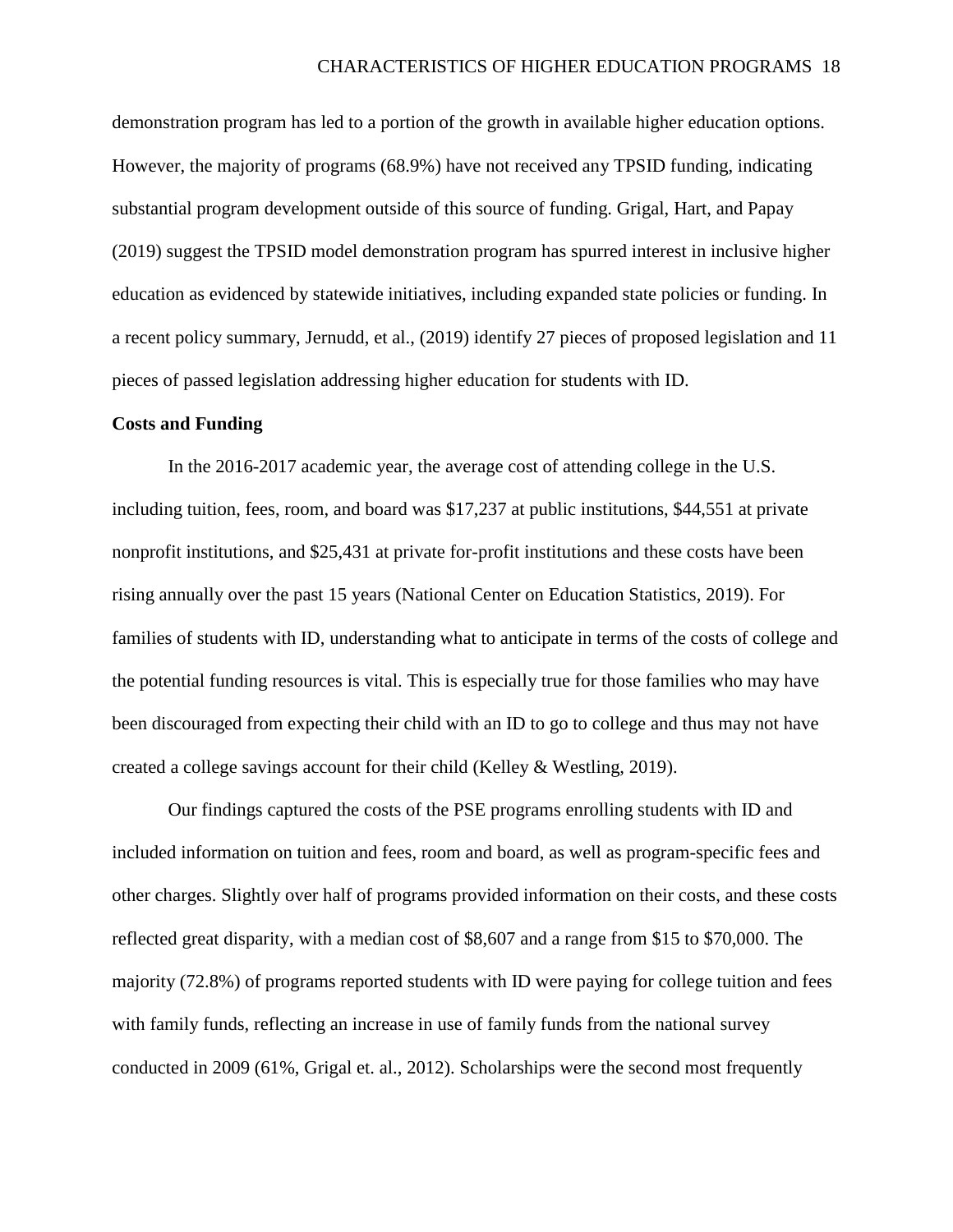demonstration program has led to a portion of the growth in available higher education options. However, the majority of programs (68.9%) have not received any TPSID funding, indicating substantial program development outside of this source of funding. Grigal, Hart, and Papay (2019) suggest the TPSID model demonstration program has spurred interest in inclusive higher education as evidenced by statewide initiatives, including expanded state policies or funding. In a recent policy summary, Jernudd, et al., (2019) identify 27 pieces of proposed legislation and 11 pieces of passed legislation addressing higher education for students with ID.

**Costs and Funding**

In the 2016-2017 academic year, the average cost of attending college in the U.S. including tuition, fees, room, and board was $17,237 at public institutions, $44,551 at private nonprofit institutions, and $25,431 at private for-profit institutions and these costs have been rising annually over the past 15 years (National Center on Education Statistics, 2019). For families of students with ID, understanding what to anticipate in terms of the costs of college and the potential funding resources is vital. This is especially true for those families who may have been discouraged from expecting their child with an ID to go to college and thus may not have created a college savings account for their child (Kelley & Westling, 2019).

Our findings captured the costs of the PSE programs enrolling students with ID and included information on tuition and fees, room and board, as well as program-specific fees and other charges. Slightly over half of programs provided information on their costs, and these costs reflected great disparity, with a median cost of $8,607 and a range from $15 to $70,000. The majority (72.8%) of programs reported students with ID were paying for college tuition and fees with family funds, reflecting an increase in use of family funds from the national survey conducted in 2009 (61%, Grigal et. al., 2012). Scholarships were the second most frequently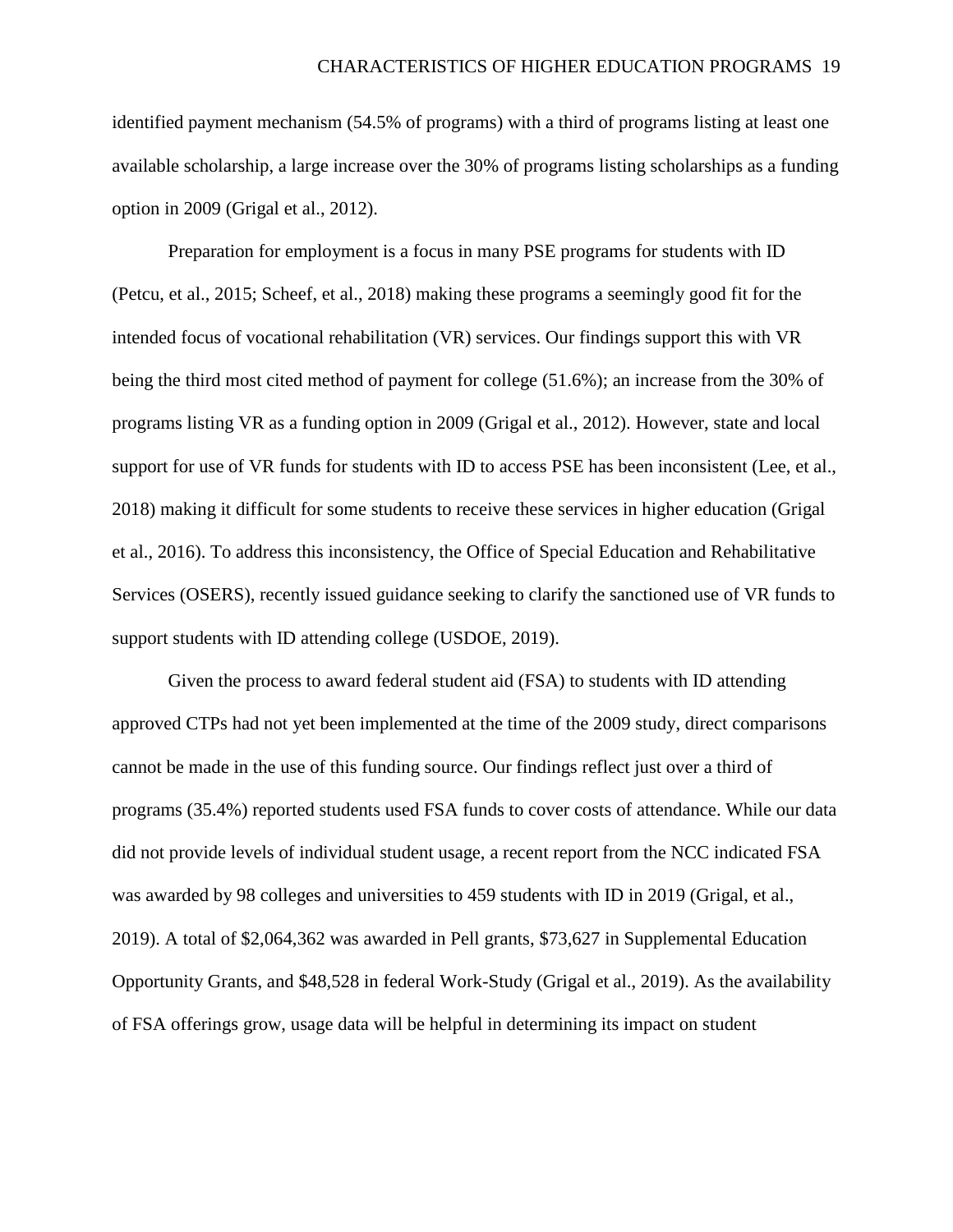identified payment mechanism (54.5% of programs) with a third of programs listing at least one available scholarship, a large increase over the 30% of programs listing scholarships as a funding option in 2009 (Grigal et al., 2012).

Preparation for employment is a focus in many PSE programs for students with ID (Petcu, et al., 2015; Scheef, et al., 2018) making these programs a seemingly good fit for the intended focus of vocational rehabilitation (VR) services. Our findings support this with VR being the third most cited method of payment for college (51.6%); an increase from the 30% of programs listing VR as a funding option in 2009 (Grigal et al., 2012). However, state and local support for use of VR funds for students with ID to access PSE has been inconsistent (Lee, et al., 2018) making it difficult for some students to receive these services in higher education (Grigal et al., 2016). To address this inconsistency, the Office of Special Education and Rehabilitative Services (OSERS), recently issued guidance seeking to clarify the sanctioned use of VR funds to support students with ID attending college (USDOE, 2019).

Given the process to award federal student aid (FSA) to students with ID attending approved CTPs had not yet been implemented at the time of the 2009 study, direct comparisons cannot be made in the use of this funding source. Our findings reflect just over a third of programs (35.4%) reported students used FSA funds to cover costs of attendance. While our data did not provide levels of individual student usage, a recent report from the NCC indicated FSA was awarded by 98 colleges and universities to 459 students with ID in 2019 (Grigal, et al., 2019). A total of $2,064,362 was awarded in Pell grants, $73,627 in Supplemental Education Opportunity Grants, and $48,528 in federal Work-Study (Grigal et al., 2019). As the availability of FSA offerings grow, usage data will be helpful in determining its impact on student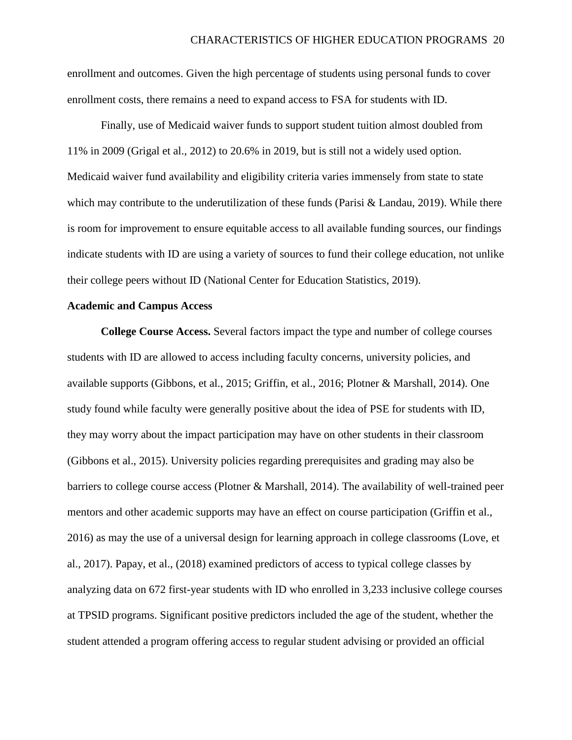enrollment and outcomes. Given the high percentage of students using personal funds to cover enrollment costs, there remains a need to expand access to FSA for students with ID.

Finally, use of Medicaid waiver funds to support student tuition almost doubled from 11% in 2009 (Grigal et al., 2012) to 20.6% in 2019, but is still not a widely used option. Medicaid waiver fund availability and eligibility criteria varies immensely from state to state which may contribute to the underutilization of these funds (Parisi & Landau, 2019). While there is room for improvement to ensure equitable access to all available funding sources, our findings indicate students with ID are using a variety of sources to fund their college education, not unlike their college peers without ID (National Center for Education Statistics, 2019).

## Academic and Campus Access

**College Course Access.** Several factors impact the type and number of college courses students with ID are allowed to access including faculty concerns, university policies, and available supports (Gibbons, et al., 2015; Griffin, et al., 2016; Plotner & Marshall, 2014). One study found while faculty were generally positive about the idea of PSE for students with ID, they may worry about the impact participation may have on other students in their classroom (Gibbons et al., 2015). University policies regarding prerequisites and grading may also be barriers to college course access (Plotner & Marshall, 2014). The availability of well-trained peer mentors and other academic supports may have an effect on course participation (Griffin et al., 2016) as may the use of a universal design for learning approach in college classrooms (Love, et al., 2017). Papay, et al., (2018) examined predictors of access to typical college classes by analyzing data on 672 first-year students with ID who enrolled in 3,233 inclusive college courses at TPSID programs. Significant positive predictors included the age of the student, whether the student attended a program offering access to regular student advising or provided an official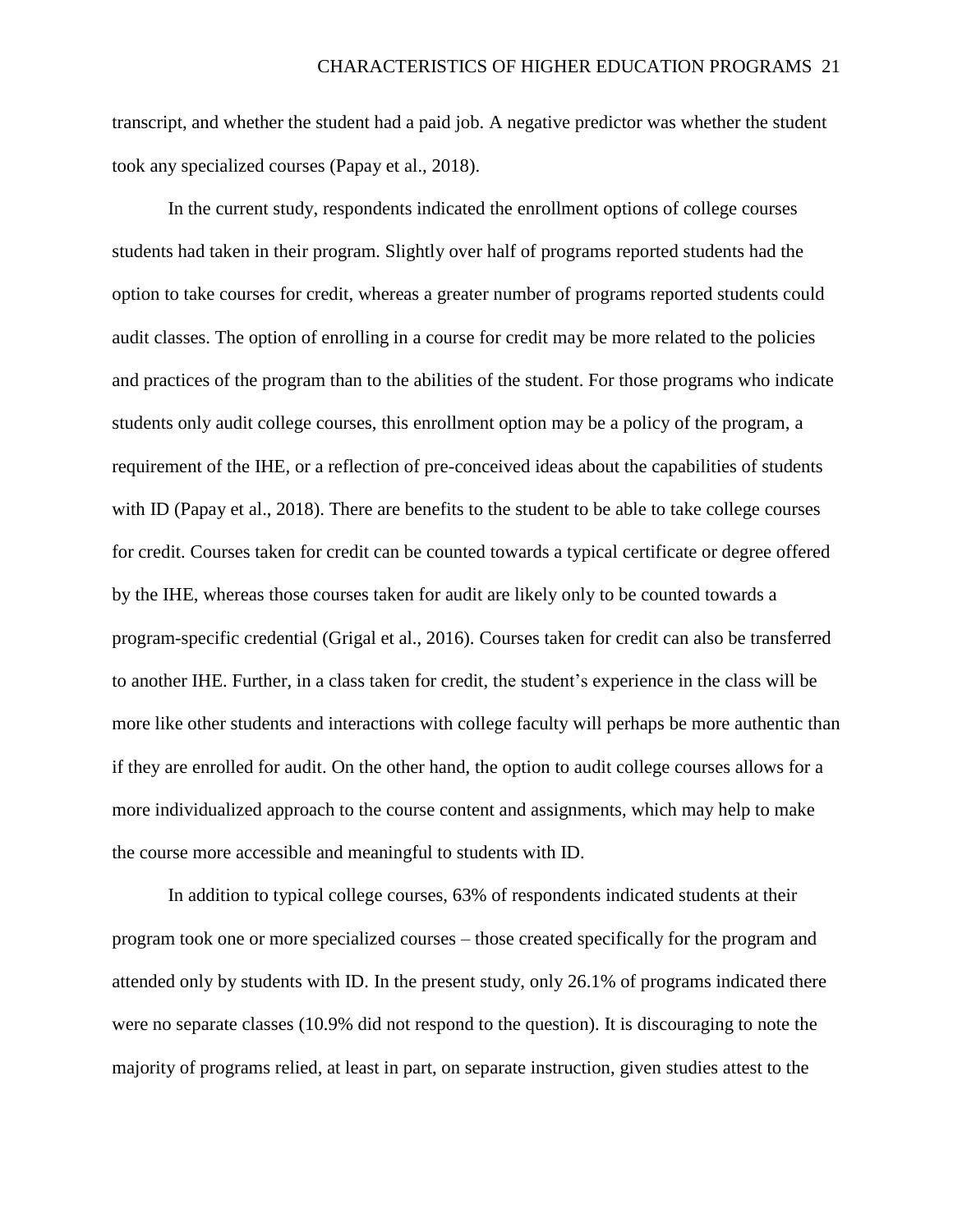transcript, and whether the student had a paid job. A negative predictor was whether the student took any specialized courses (Papay et al., 2018).

In the current study, respondents indicated the enrollment options of college courses students had taken in their program. Slightly over half of programs reported students had the option to take courses for credit, whereas a greater number of programs reported students could audit classes. The option of enrolling in a course for credit may be more related to the policies and practices of the program than to the abilities of the student. For those programs who indicate students only audit college courses, this enrollment option may be a policy of the program, a requirement of the IHE, or a reflection of pre-conceived ideas about the capabilities of students with ID (Papay et al., 2018). There are benefits to the student to be able to take college courses for credit. Courses taken for credit can be counted towards a typical certificate or degree offered by the IHE, whereas those courses taken for audit are likely only to be counted towards a program-specific credential (Grigal et al., 2016). Courses taken for credit can also be transferred to another IHE. Further, in a class taken for credit, the student's experience in the class will be more like other students and interactions with college faculty will perhaps be more authentic than if they are enrolled for audit. On the other hand, the option to audit college courses allows for a more individualized approach to the course content and assignments, which may help to make the course more accessible and meaningful to students with ID.

In addition to typical college courses, 63% of respondents indicated students at their program took one or more specialized courses – those created specifically for the program and attended only by students with ID. In the present study, only 26.1% of programs indicated there were no separate classes (10.9% did not respond to the question). It is discouraging to note the majority of programs relied, at least in part, on separate instruction, given studies attest to the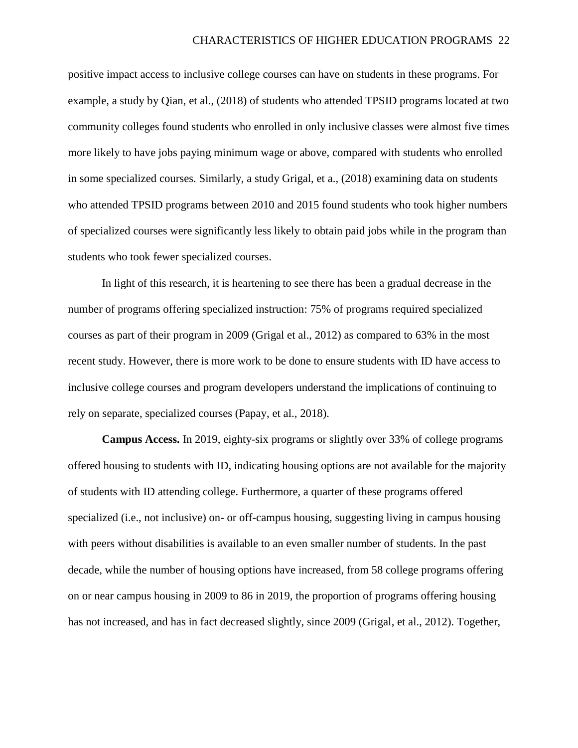positive impact access to inclusive college courses can have on students in these programs. For example, a study by Qian, et al., (2018) of students who attended TPSID programs located at two community colleges found students who enrolled in only inclusive classes were almost five times more likely to have jobs paying minimum wage or above, compared with students who enrolled in some specialized courses. Similarly, a study Grigal, et a., (2018) examining data on students who attended TPSID programs between 2010 and 2015 found students who took higher numbers of specialized courses were significantly less likely to obtain paid jobs while in the program than students who took fewer specialized courses.

In light of this research, it is heartening to see there has been a gradual decrease in the number of programs offering specialized instruction: 75% of programs required specialized courses as part of their program in 2009 (Grigal et al., 2012) as compared to 63% in the most recent study. However, there is more work to be done to ensure students with ID have access to inclusive college courses and program developers understand the implications of continuing to rely on separate, specialized courses (Papay, et al., 2018).

**Campus Access.** In 2019, eighty-six programs or slightly over 33% of college programs offered housing to students with ID, indicating housing options are not available for the majority of students with ID attending college. Furthermore, a quarter of these programs offered specialized (i.e., not inclusive) on- or off-campus housing, suggesting living in campus housing with peers without disabilities is available to an even smaller number of students. In the past decade, while the number of housing options have increased, from 58 college programs offering on or near campus housing in 2009 to 86 in 2019, the proportion of programs offering housing has not increased, and has in fact decreased slightly, since 2009 (Grigal, et al., 2012). Together,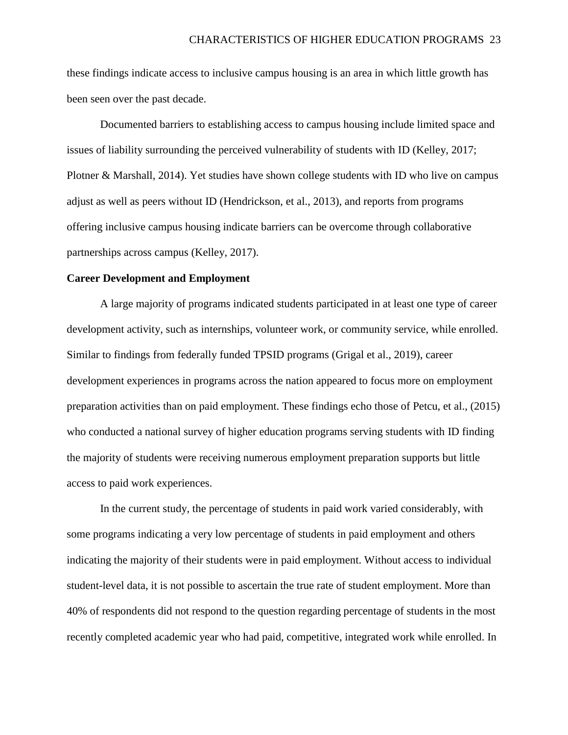these findings indicate access to inclusive campus housing is an area in which little growth has been seen over the past decade.

Documented barriers to establishing access to campus housing include limited space and issues of liability surrounding the perceived vulnerability of students with ID (Kelley, 2017; Plotner & Marshall, 2014). Yet studies have shown college students with ID who live on campus adjust as well as peers without ID (Hendrickson, et al., 2013), and reports from programs offering inclusive campus housing indicate barriers can be overcome through collaborative partnerships across campus (Kelley, 2017).

**Career Development and Employment**

A large majority of programs indicated students participated in at least one type of career development activity, such as internships, volunteer work, or community service, while enrolled. Similar to findings from federally funded TPSID programs (Grigal et al., 2019), career development experiences in programs across the nation appeared to focus more on employment preparation activities than on paid employment. These findings echo those of Petcu, et al., (2015) who conducted a national survey of higher education programs serving students with ID finding the majority of students were receiving numerous employment preparation supports but little access to paid work experiences.

In the current study, the percentage of students in paid work varied considerably, with some programs indicating a very low percentage of students in paid employment and others indicating the majority of their students were in paid employment. Without access to individual student-level data, it is not possible to ascertain the true rate of student employment. More than 40% of respondents did not respond to the question regarding percentage of students in the most recently completed academic year who had paid, competitive, integrated work while enrolled. In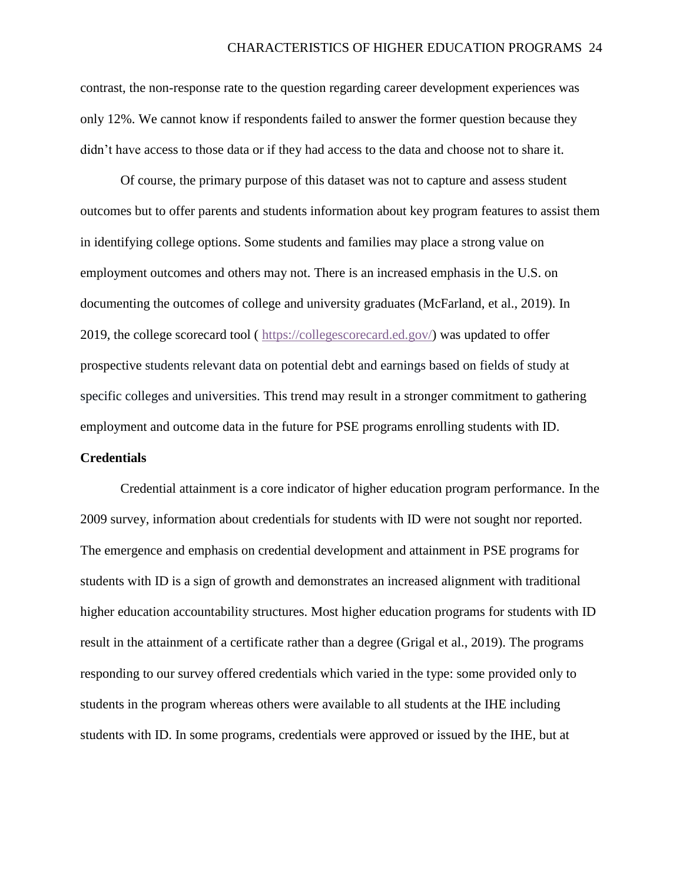contrast, the non-response rate to the question regarding career development experiences was only 12%. We cannot know if respondents failed to answer the former question because they didn't have access to those data or if they had access to the data and choose not to share it.

Of course, the primary purpose of this dataset was not to capture and assess student outcomes but to offer parents and students information about key program features to assist them in identifying college options. Some students and families may place a strong value on employment outcomes and others may not. There is an increased emphasis in the U.S. on documenting the outcomes of college and university graduates (McFarland, et al., 2019). In 2019, the college scorecard tool ( https://collegescorecard.ed.gov/) was updated to offer prospective students relevant data on potential debt and earnings based on fields of study at specific colleges and universities. This trend may result in a stronger commitment to gathering employment and outcome data in the future for PSE programs enrolling students with ID.

**Credentials**

Credential attainment is a core indicator of higher education program performance. In the 2009 survey, information about credentials for students with ID were not sought nor reported. The emergence and emphasis on credential development and attainment in PSE programs for students with ID is a sign of growth and demonstrates an increased alignment with traditional higher education accountability structures. Most higher education programs for students with ID result in the attainment of a certificate rather than a degree (Grigal et al., 2019). The programs responding to our survey offered credentials which varied in the type: some provided only to students in the program whereas others were available to all students at the IHE including students with ID. In some programs, credentials were approved or issued by the IHE, but at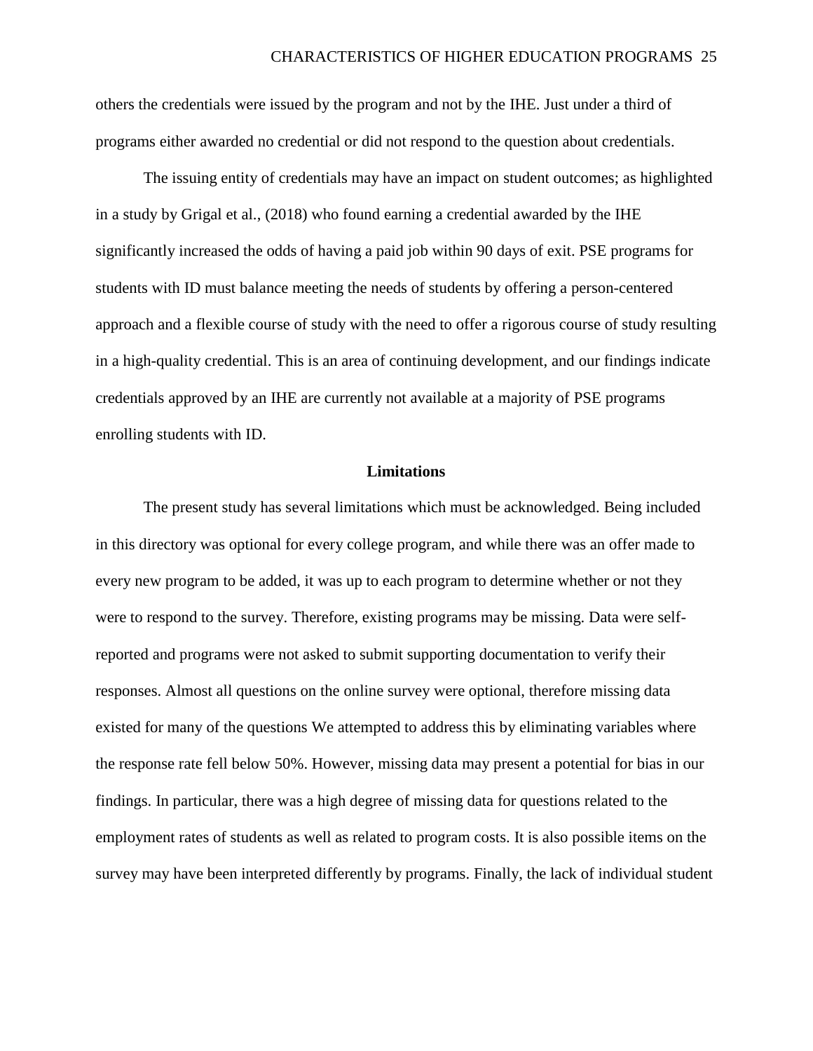others the credentials were issued by the program and not by the IHE. Just under a third of programs either awarded no credential or did not respond to the question about credentials.

The issuing entity of credentials may have an impact on student outcomes; as highlighted in a study by Grigal et al., (2018) who found earning a credential awarded by the IHE significantly increased the odds of having a paid job within 90 days of exit. PSE programs for students with ID must balance meeting the needs of students by offering a person-centered approach and a flexible course of study with the need to offer a rigorous course of study resulting in a high-quality credential. This is an area of continuing development, and our findings indicate credentials approved by an IHE are currently not available at a majority of PSE programs enrolling students with ID.

## Limitations

The present study has several limitations which must be acknowledged. Being included in this directory was optional for every college program, and while there was an offer made to every new program to be added, it was up to each program to determine whether or not they were to respond to the survey. Therefore, existing programs may be missing. Data were self-reported and programs were not asked to submit supporting documentation to verify their responses. Almost all questions on the online survey were optional, therefore missing data existed for many of the questions We attempted to address this by eliminating variables where the response rate fell below 50%. However, missing data may present a potential for bias in our findings. In particular, there was a high degree of missing data for questions related to the employment rates of students as well as related to program costs. It is also possible items on the survey may have been interpreted differently by programs. Finally, the lack of individual student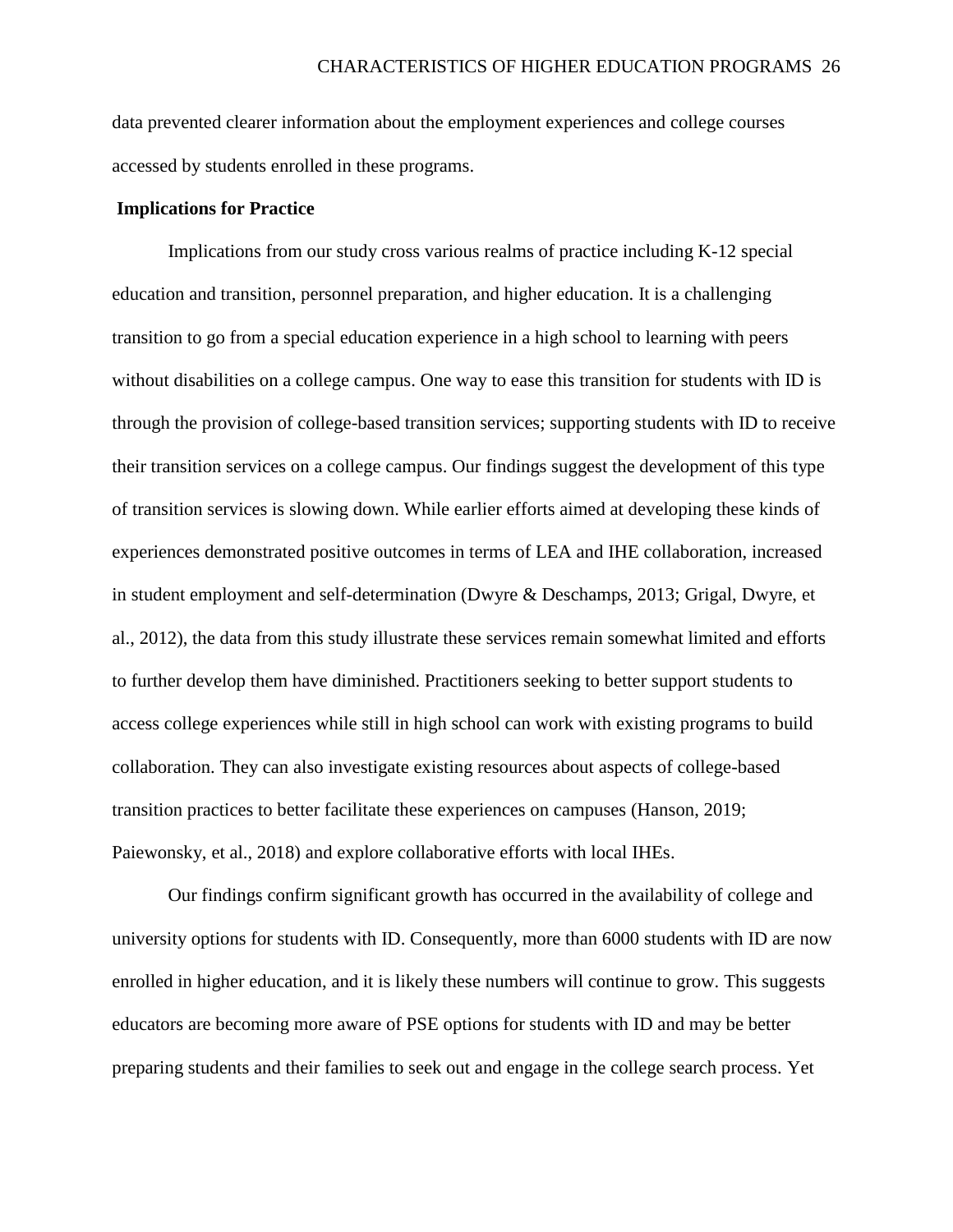data prevented clearer information about the employment experiences and college courses accessed by students enrolled in these programs.

## Implications for Practice

Implications from our study cross various realms of practice including K-12 special education and transition, personnel preparation, and higher education. It is a challenging transition to go from a special education experience in a high school to learning with peers without disabilities on a college campus. One way to ease this transition for students with ID is through the provision of college-based transition services; supporting students with ID to receive their transition services on a college campus. Our findings suggest the development of this type of transition services is slowing down. While earlier efforts aimed at developing these kinds of experiences demonstrated positive outcomes in terms of LEA and IHE collaboration, increased in student employment and self-determination (Dwyre & Deschamps, 2013; Grigal, Dwyre, et al., 2012), the data from this study illustrate these services remain somewhat limited and efforts to further develop them have diminished. Practitioners seeking to better support students to access college experiences while still in high school can work with existing programs to build collaboration. They can also investigate existing resources about aspects of college-based transition practices to better facilitate these experiences on campuses (Hanson, 2019; Paiewonsky, et al., 2018) and explore collaborative efforts with local IHEs.

Our findings confirm significant growth has occurred in the availability of college and university options for students with ID. Consequently, more than 6000 students with ID are now enrolled in higher education, and it is likely these numbers will continue to grow. This suggests educators are becoming more aware of PSE options for students with ID and may be better preparing students and their families to seek out and engage in the college search process. Yet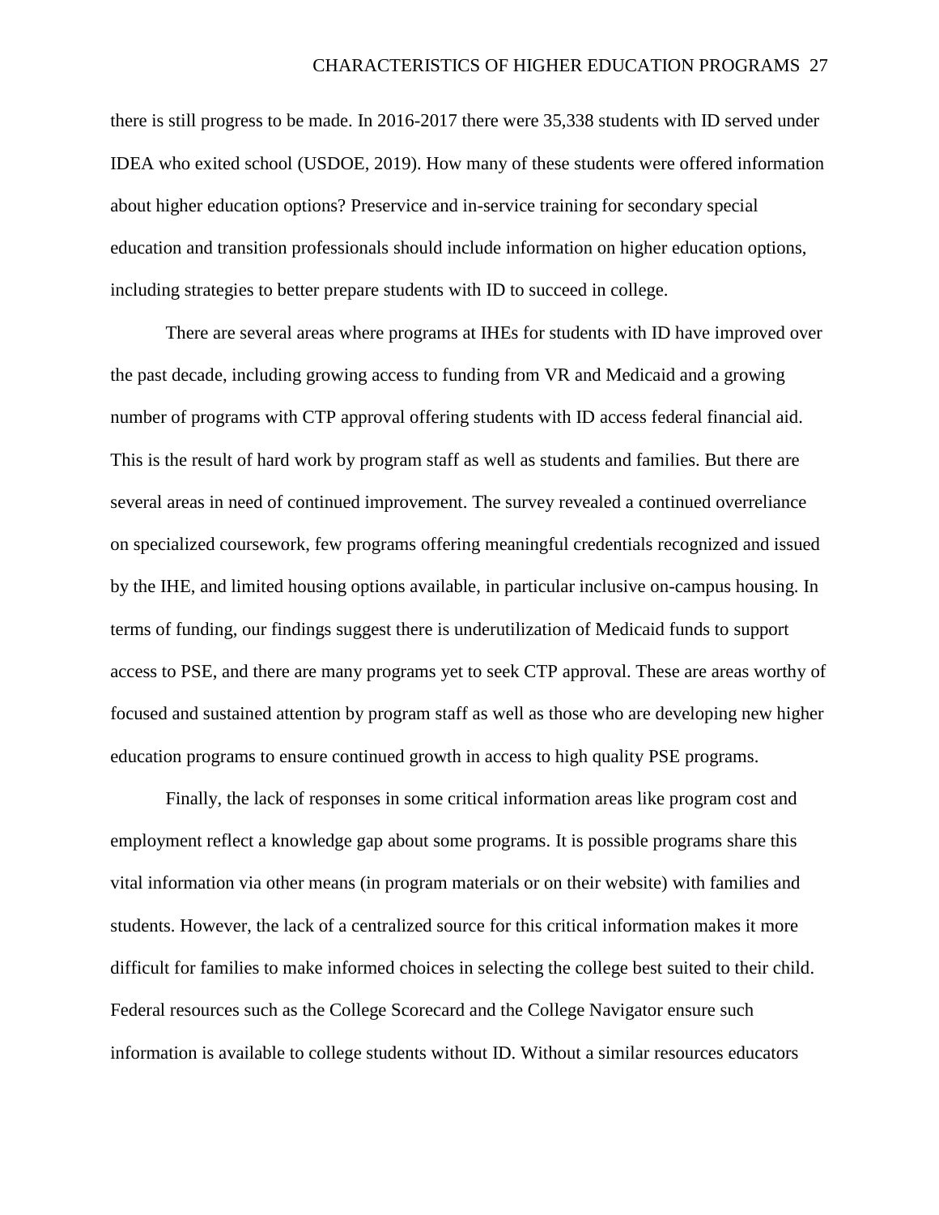there is still progress to be made. In 2016-2017 there were 35,338 students with ID served under IDEA who exited school (USDOE, 2019). How many of these students were offered information about higher education options? Preservice and in-service training for secondary special education and transition professionals should include information on higher education options, including strategies to better prepare students with ID to succeed in college.

There are several areas where programs at IHEs for students with ID have improved over the past decade, including growing access to funding from VR and Medicaid and a growing number of programs with CTP approval offering students with ID access federal financial aid. This is the result of hard work by program staff as well as students and families. But there are several areas in need of continued improvement. The survey revealed a continued overreliance on specialized coursework, few programs offering meaningful credentials recognized and issued by the IHE, and limited housing options available, in particular inclusive on-campus housing. In terms of funding, our findings suggest there is underutilization of Medicaid funds to support access to PSE, and there are many programs yet to seek CTP approval. These are areas worthy of focused and sustained attention by program staff as well as those who are developing new higher education programs to ensure continued growth in access to high quality PSE programs.

Finally, the lack of responses in some critical information areas like program cost and employment reflect a knowledge gap about some programs. It is possible programs share this vital information via other means (in program materials or on their website) with families and students. However, the lack of a centralized source for this critical information makes it more difficult for families to make informed choices in selecting the college best suited to their child. Federal resources such as the College Scorecard and the College Navigator ensure such information is available to college students without ID. Without a similar resources educators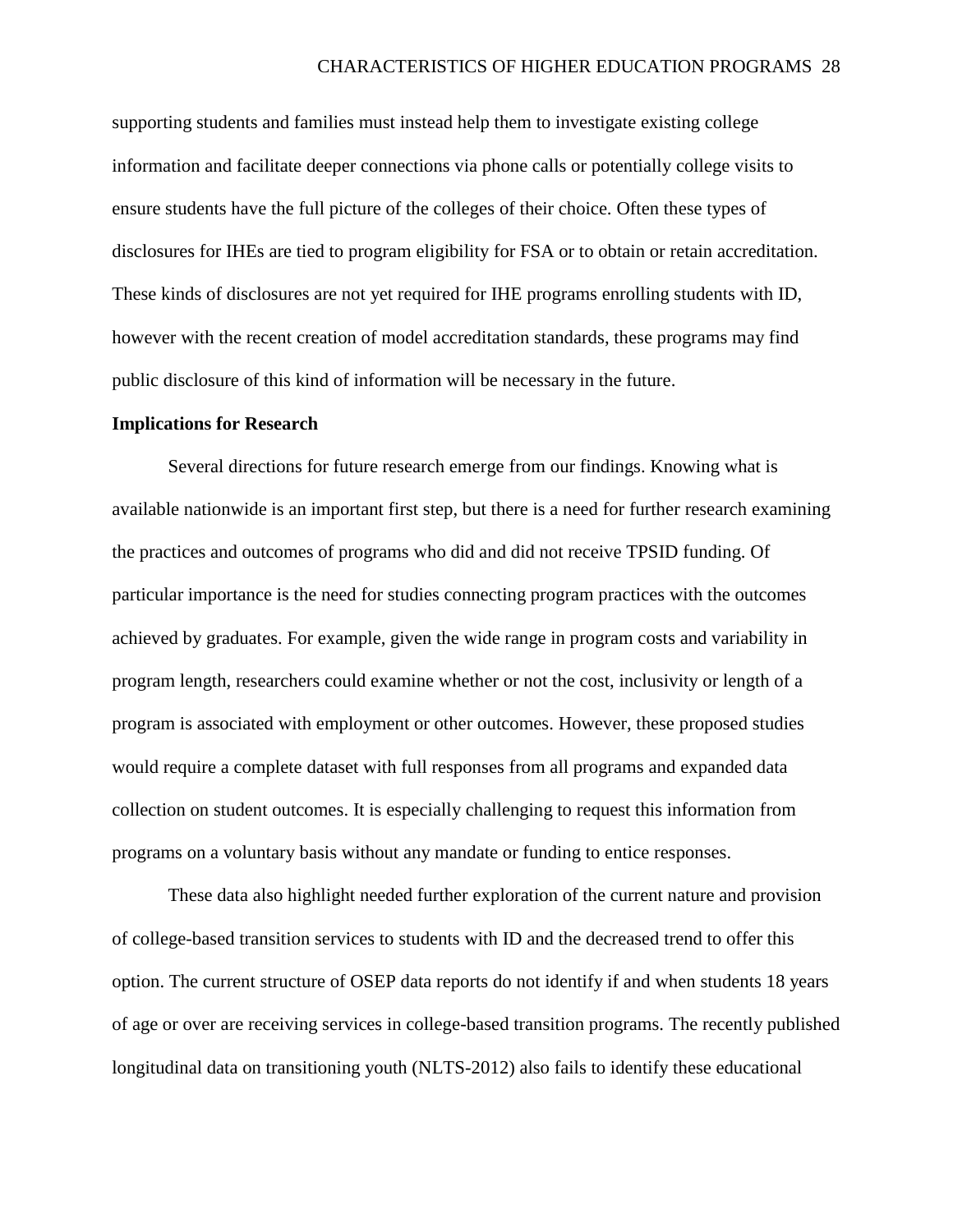supporting students and families must instead help them to investigate existing college information and facilitate deeper connections via phone calls or potentially college visits to ensure students have the full picture of the colleges of their choice. Often these types of disclosures for IHEs are tied to program eligibility for FSA or to obtain or retain accreditation. These kinds of disclosures are not yet required for IHE programs enrolling students with ID, however with the recent creation of model accreditation standards, these programs may find public disclosure of this kind of information will be necessary in the future.

**Implications for Research**

Several directions for future research emerge from our findings. Knowing what is available nationwide is an important first step, but there is a need for further research examining the practices and outcomes of programs who did and did not receive TPSID funding. Of particular importance is the need for studies connecting program practices with the outcomes achieved by graduates. For example, given the wide range in program costs and variability in program length, researchers could examine whether or not the cost, inclusivity or length of a program is associated with employment or other outcomes. However, these proposed studies would require a complete dataset with full responses from all programs and expanded data collection on student outcomes. It is especially challenging to request this information from programs on a voluntary basis without any mandate or funding to entice responses.

These data also highlight needed further exploration of the current nature and provision of college-based transition services to students with ID and the decreased trend to offer this option. The current structure of OSEP data reports do not identify if and when students 18 years of age or over are receiving services in college-based transition programs. The recently published longitudinal data on transitioning youth (NLTS-2012) also fails to identify these educational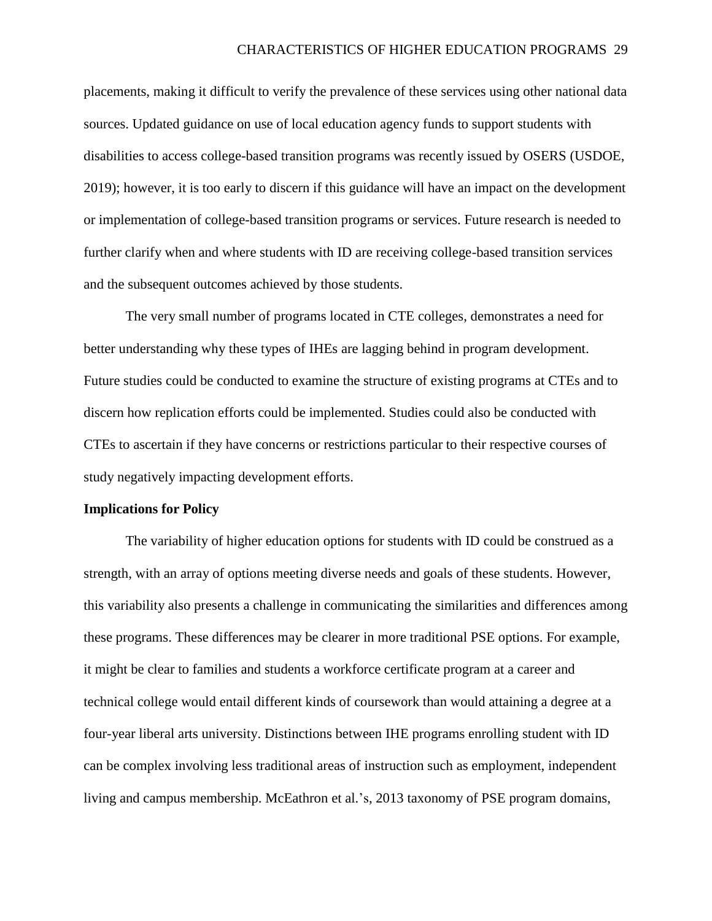placements, making it difficult to verify the prevalence of these services using other national data sources. Updated guidance on use of local education agency funds to support students with disabilities to access college-based transition programs was recently issued by OSERS (USDOE, 2019); however, it is too early to discern if this guidance will have an impact on the development or implementation of college-based transition programs or services. Future research is needed to further clarify when and where students with ID are receiving college-based transition services and the subsequent outcomes achieved by those students.

The very small number of programs located in CTE colleges, demonstrates a need for better understanding why these types of IHEs are lagging behind in program development. Future studies could be conducted to examine the structure of existing programs at CTEs and to discern how replication efforts could be implemented. Studies could also be conducted with CTEs to ascertain if they have concerns or restrictions particular to their respective courses of study negatively impacting development efforts.

**Implications for Policy**

The variability of higher education options for students with ID could be construed as a strength, with an array of options meeting diverse needs and goals of these students. However, this variability also presents a challenge in communicating the similarities and differences among these programs. These differences may be clearer in more traditional PSE options. For example, it might be clear to families and students a workforce certificate program at a career and technical college would entail different kinds of coursework than would attaining a degree at a four-year liberal arts university. Distinctions between IHE programs enrolling student with ID can be complex involving less traditional areas of instruction such as employment, independent living and campus membership. McEathron et al.'s, 2013 taxonomy of PSE program domains,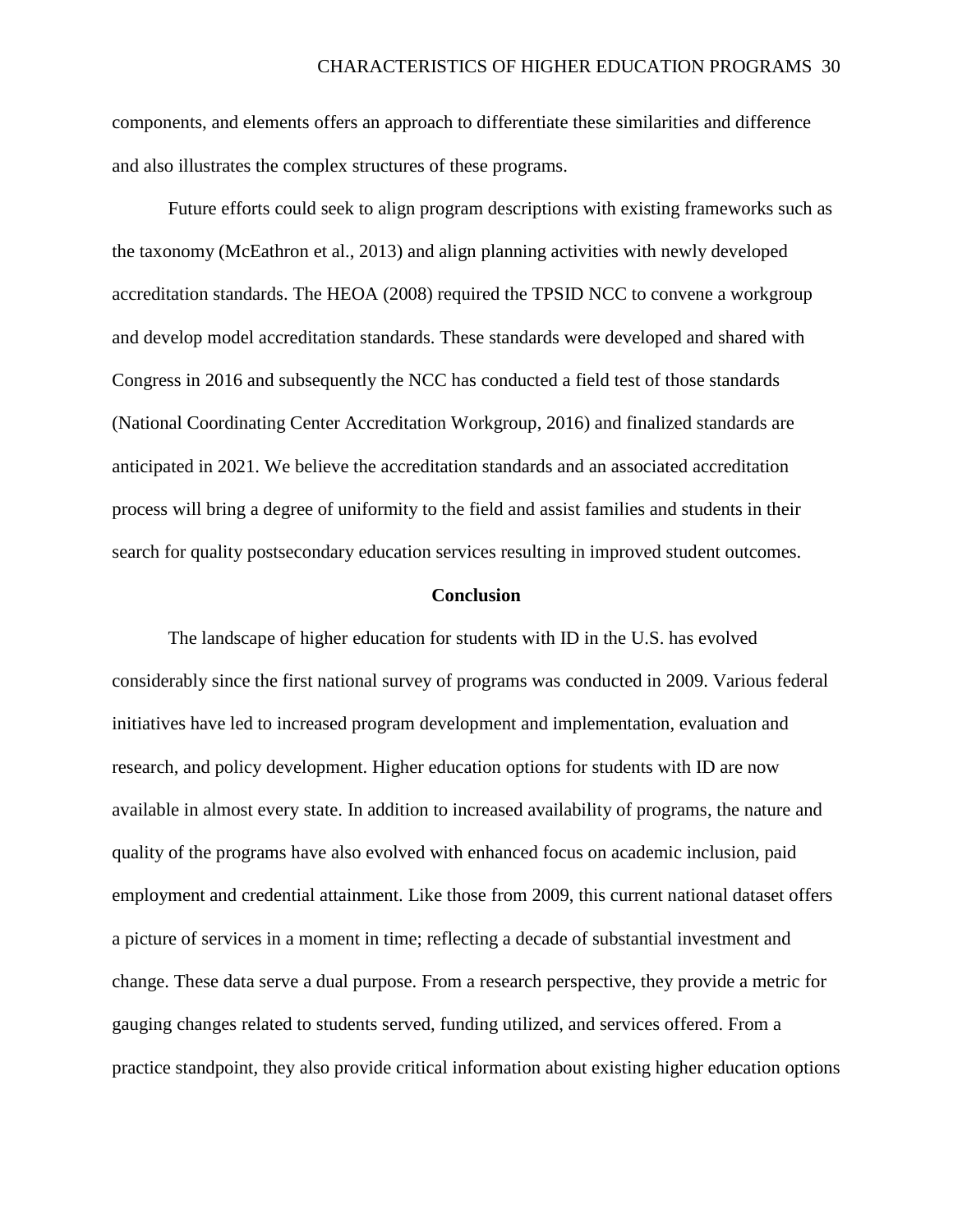components, and elements offers an approach to differentiate these similarities and difference and also illustrates the complex structures of these programs.

Future efforts could seek to align program descriptions with existing frameworks such as the taxonomy (McEathron et al., 2013) and align planning activities with newly developed accreditation standards. The HEOA (2008) required the TPSID NCC to convene a workgroup and develop model accreditation standards. These standards were developed and shared with Congress in 2016 and subsequently the NCC has conducted a field test of those standards (National Coordinating Center Accreditation Workgroup, 2016) and finalized standards are anticipated in 2021. We believe the accreditation standards and an associated accreditation process will bring a degree of uniformity to the field and assist families and students in their search for quality postsecondary education services resulting in improved student outcomes.

## Conclusion

The landscape of higher education for students with ID in the U.S. has evolved considerably since the first national survey of programs was conducted in 2009. Various federal initiatives have led to increased program development and implementation, evaluation and research, and policy development. Higher education options for students with ID are now available in almost every state. In addition to increased availability of programs, the nature and quality of the programs have also evolved with enhanced focus on academic inclusion, paid employment and credential attainment. Like those from 2009, this current national dataset offers a picture of services in a moment in time; reflecting a decade of substantial investment and change. These data serve a dual purpose. From a research perspective, they provide a metric for gauging changes related to students served, funding utilized, and services offered. From a practice standpoint, they also provide critical information about existing higher education options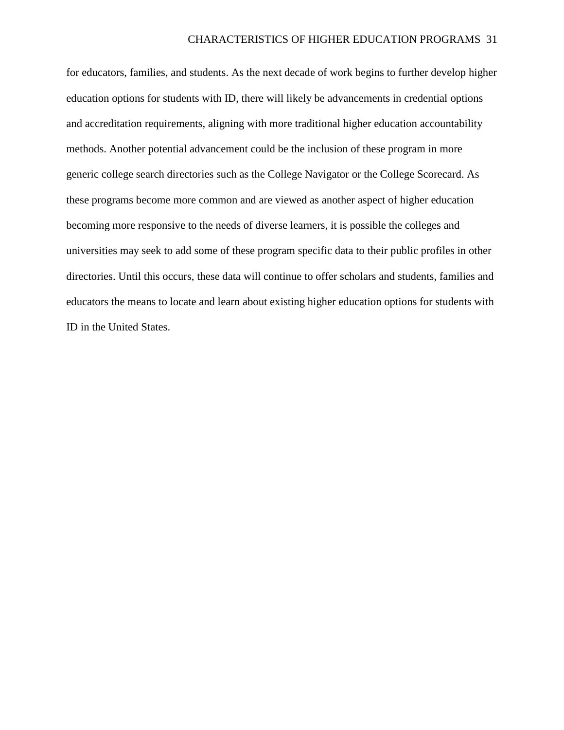for educators, families, and students. As the next decade of work begins to further develop higher education options for students with ID, there will likely be advancements in credential options and accreditation requirements, aligning with more traditional higher education accountability methods. Another potential advancement could be the inclusion of these program in more generic college search directories such as the College Navigator or the College Scorecard. As these programs become more common and are viewed as another aspect of higher education becoming more responsive to the needs of diverse learners, it is possible the colleges and universities may seek to add some of these program specific data to their public profiles in other directories. Until this occurs, these data will continue to offer scholars and students, families and educators the means to locate and learn about existing higher education options for students with ID in the United States.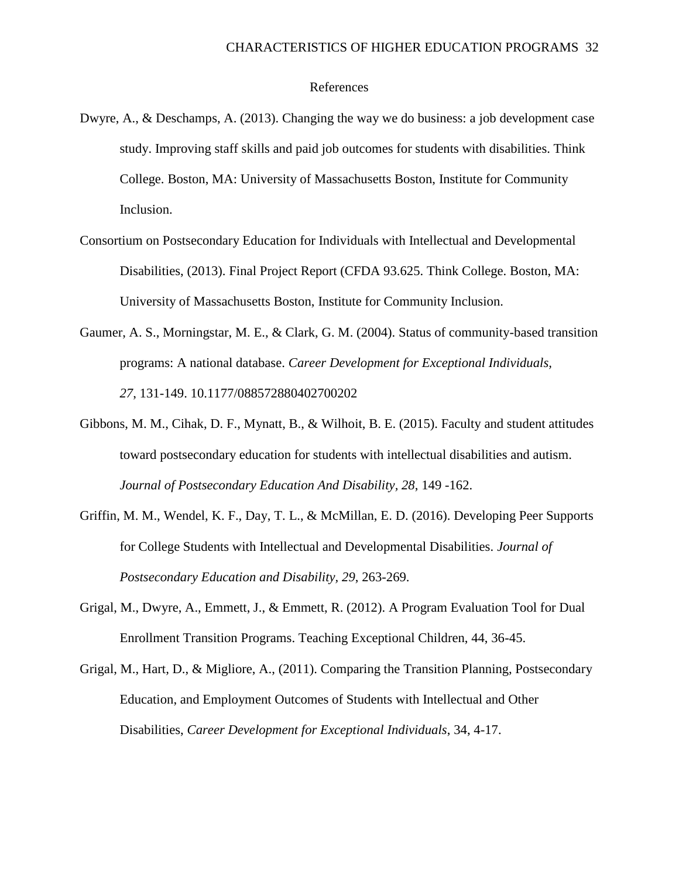# References

Dwyre, A., & Deschamps, A. (2013). Changing the way we do business: a job development case study. Improving staff skills and paid job outcomes for students with disabilities. Think College. Boston, MA: University of Massachusetts Boston, Institute for Community Inclusion.

Consortium on Postsecondary Education for Individuals with Intellectual and Developmental Disabilities, (2013). Final Project Report (CFDA 93.625. Think College. Boston, MA: University of Massachusetts Boston, Institute for Community Inclusion.

Gaumer, A. S., Morningstar, M. E., & Clark, G. M. (2004). Status of community-based transition programs: A national database. *Career Development for Exceptional Individuals*, *27*, 131-149. 10.1177/088572880402700202

Gibbons, M. M., Cihak, D. F., Mynatt, B., & Wilhoit, B. E. (2015). Faculty and student attitudes toward postsecondary education for students with intellectual disabilities and autism. *Journal of Postsecondary Education And Disability, 28*, 149 -162.

Griffin, M. M., Wendel, K. F., Day, T. L., & McMillan, E. D. (2016). Developing Peer Supports for College Students with Intellectual and Developmental Disabilities. *Journal of Postsecondary Education and Disability, 29*, 263-269.

Grigal, M., Dwyre, A., Emmett, J., & Emmett, R. (2012). A Program Evaluation Tool for Dual Enrollment Transition Programs. Teaching Exceptional Children, 44, 36-45.

Grigal, M., Hart, D., & Migliore, A., (2011). Comparing the Transition Planning, Postsecondary Education, and Employment Outcomes of Students with Intellectual and Other Disabilities, *Career Development for Exceptional Individuals*, 34, 4-17.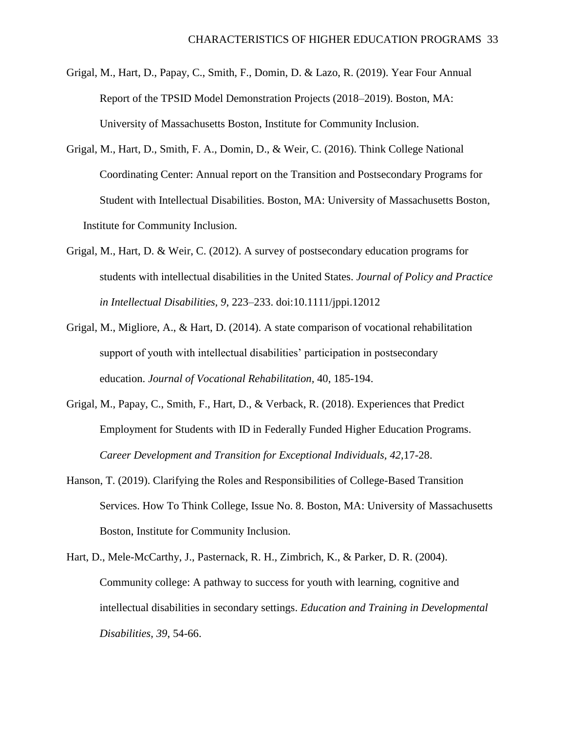Grigal, M., Hart, D., Papay, C., Smith, F., Domin, D. & Lazo, R. (2019). Year Four Annual Report of the TPSID Model Demonstration Projects (2018–2019). Boston, MA: University of Massachusetts Boston, Institute for Community Inclusion.

Grigal, M., Hart, D., Smith, F. A., Domin, D., & Weir, C. (2016). Think College National Coordinating Center: Annual report on the Transition and Postsecondary Programs for Student with Intellectual Disabilities. Boston, MA: University of Massachusetts Boston, Institute for Community Inclusion.

Grigal, M., Hart, D. & Weir, C. (2012). A survey of postsecondary education programs for students with intellectual disabilities in the United States. *Journal of Policy and Practice in Intellectual Disabilities, 9*, 223–233. doi:10.1111/jppi.12012

Grigal, M., Migliore, A., & Hart, D. (2014). A state comparison of vocational rehabilitation support of youth with intellectual disabilities' participation in postsecondary education. *Journal of Vocational Rehabilitation*, 40, 185-194.

Grigal, M., Papay, C., Smith, F., Hart, D., & Verback, R. (2018). Experiences that Predict Employment for Students with ID in Federally Funded Higher Education Programs. *Career Development and Transition for Exceptional Individuals, 42*,17-28.

Hanson, T. (2019). Clarifying the Roles and Responsibilities of College-Based Transition Services. How To Think College, Issue No. 8. Boston, MA: University of Massachusetts Boston, Institute for Community Inclusion.

Hart, D., Mele-McCarthy, J., Pasternack, R. H., Zimbrich, K., & Parker, D. R. (2004). Community college: A pathway to success for youth with learning, cognitive and intellectual disabilities in secondary settings. *Education and Training in Developmental Disabilities, 39*, 54-66.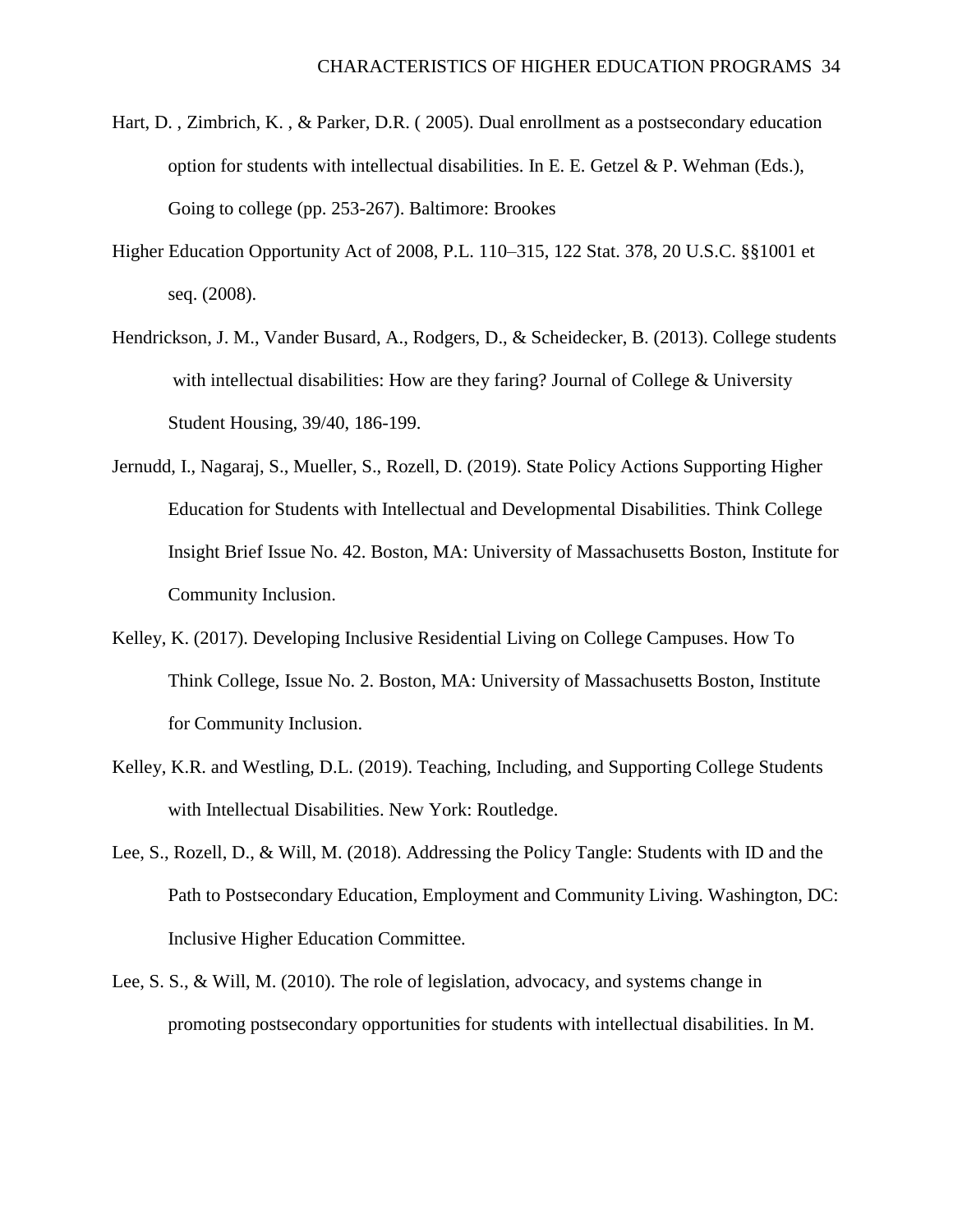Hart, D. , Zimbrich, K. , & Parker, D.R. ( 2005). Dual enrollment as a postsecondary education option for students with intellectual disabilities. In E. E. Getzel & P. Wehman (Eds.), Going to college (pp. 253-267). Baltimore: Brookes

Higher Education Opportunity Act of 2008, P.L. 110–315, 122 Stat. 378, 20 U.S.C. §§1001 et seq. (2008).

Hendrickson, J. M., Vander Busard, A., Rodgers, D., & Scheidecker, B. (2013). College students with intellectual disabilities: How are they faring? Journal of College & University Student Housing, 39/40, 186-199.

Jernudd, I., Nagaraj, S., Mueller, S., Rozell, D. (2019). State Policy Actions Supporting Higher Education for Students with Intellectual and Developmental Disabilities. Think College Insight Brief Issue No. 42. Boston, MA: University of Massachusetts Boston, Institute for Community Inclusion.

Kelley, K. (2017). Developing Inclusive Residential Living on College Campuses. How To Think College, Issue No. 2. Boston, MA: University of Massachusetts Boston, Institute for Community Inclusion.

Kelley, K.R. and Westling, D.L. (2019). Teaching, Including, and Supporting College Students with Intellectual Disabilities. New York: Routledge.

Lee, S., Rozell, D., & Will, M. (2018). Addressing the Policy Tangle: Students with ID and the Path to Postsecondary Education, Employment and Community Living. Washington, DC: Inclusive Higher Education Committee.

Lee, S. S., & Will, M. (2010). The role of legislation, advocacy, and systems change in promoting postsecondary opportunities for students with intellectual disabilities. In M.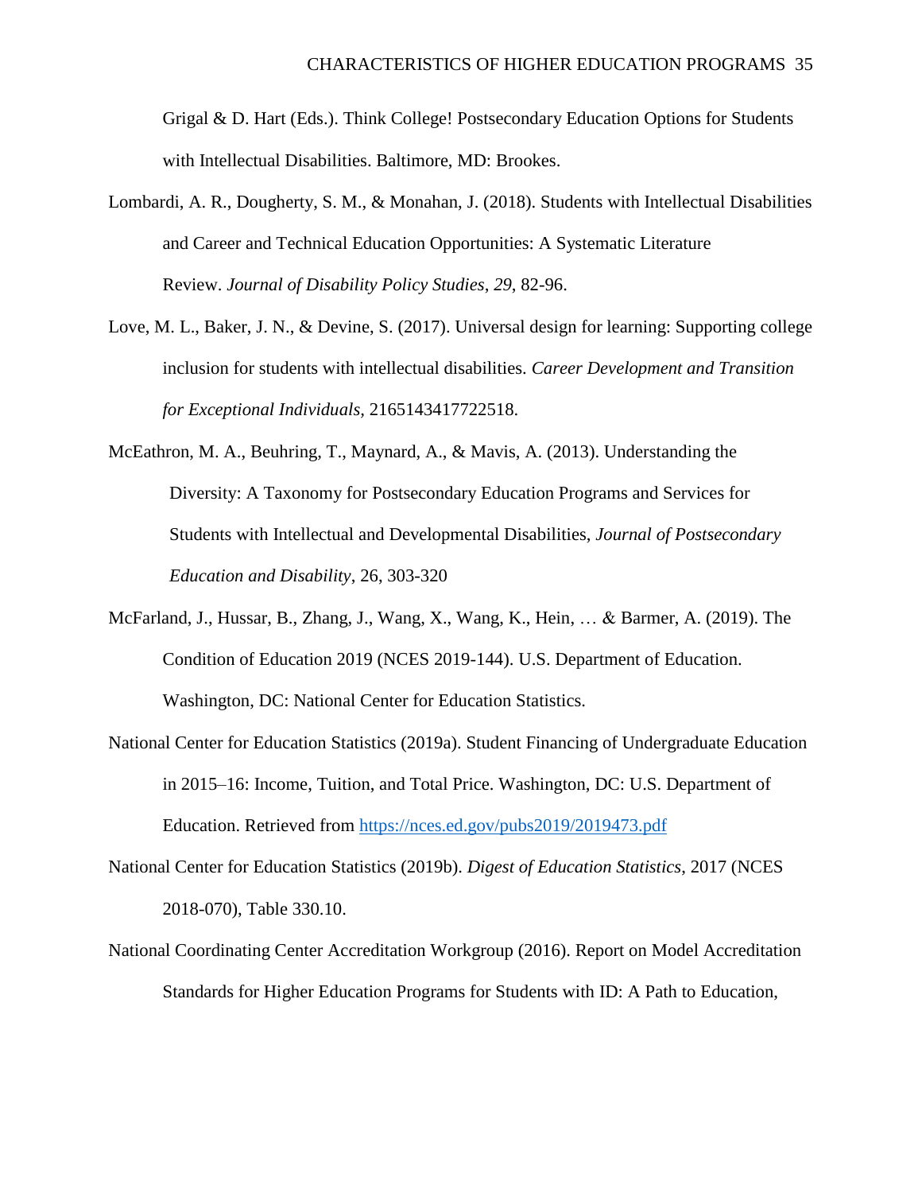Grigal & D. Hart (Eds.). Think College! Postsecondary Education Options for Students with Intellectual Disabilities. Baltimore, MD: Brookes.

Lombardi, A. R., Dougherty, S. M., & Monahan, J. (2018). Students with Intellectual Disabilities and Career and Technical Education Opportunities: A Systematic Literature Review. *Journal of Disability Policy Studies*, *29*, 82-96.

Love, M. L., Baker, J. N., & Devine, S. (2017). Universal design for learning: Supporting college inclusion for students with intellectual disabilities. *Career Development and Transition for Exceptional Individuals,* 2165143417722518.

McEathron, M. A., Beuhring, T., Maynard, A., & Mavis, A. (2013). Understanding the Diversity: A Taxonomy for Postsecondary Education Programs and Services for Students with Intellectual and Developmental Disabilities, *Journal of Postsecondary Education and Disability*, 26, 303-320

McFarland, J., Hussar, B., Zhang, J., Wang, X., Wang, K., Hein, … & Barmer, A. (2019). The Condition of Education 2019 (NCES 2019-144). U.S. Department of Education. Washington, DC: National Center for Education Statistics.

National Center for Education Statistics (2019a). Student Financing of Undergraduate Education in 2015–16: Income, Tuition, and Total Price. Washington, DC: U.S. Department of Education. Retrieved from https://nces.ed.gov/pubs2019/2019473.pdf

National Center for Education Statistics (2019b). *Digest of Education Statistics*, 2017 (NCES 2018-070), Table 330.10.

National Coordinating Center Accreditation Workgroup (2016). Report on Model Accreditation Standards for Higher Education Programs for Students with ID: A Path to Education,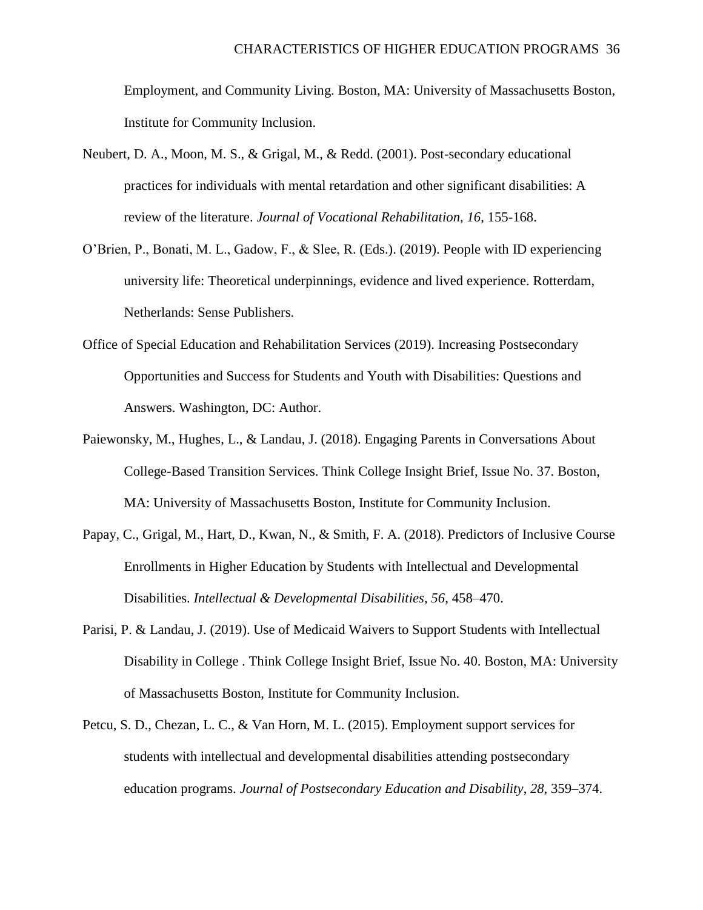Employment, and Community Living. Boston, MA: University of Massachusetts Boston, Institute for Community Inclusion.

Neubert, D. A., Moon, M. S., & Grigal, M., & Redd. (2001). Post-secondary educational practices for individuals with mental retardation and other significant disabilities: A review of the literature. *Journal of Vocational Rehabilitation, 16*, 155-168.

O'Brien, P., Bonati, M. L., Gadow, F., & Slee, R. (Eds.). (2019). People with ID experiencing university life: Theoretical underpinnings, evidence and lived experience. Rotterdam, Netherlands: Sense Publishers.

Office of Special Education and Rehabilitation Services (2019). Increasing Postsecondary Opportunities and Success for Students and Youth with Disabilities: Questions and Answers. Washington, DC: Author.

Paiewonsky, M., Hughes, L., & Landau, J. (2018). Engaging Parents in Conversations About College-Based Transition Services. Think College Insight Brief, Issue No. 37. Boston, MA: University of Massachusetts Boston, Institute for Community Inclusion.

Papay, C., Grigal, M., Hart, D., Kwan, N., & Smith, F. A. (2018). Predictors of Inclusive Course Enrollments in Higher Education by Students with Intellectual and Developmental Disabilities. *Intellectual & Developmental Disabilities*, *56*, 458–470.

Parisi, P. & Landau, J. (2019). Use of Medicaid Waivers to Support Students with Intellectual Disability in College . Think College Insight Brief, Issue No. 40. Boston, MA: University of Massachusetts Boston, Institute for Community Inclusion.

Petcu, S. D., Chezan, L. C., & Van Horn, M. L. (2015). Employment support services for students with intellectual and developmental disabilities attending postsecondary education programs. *Journal of Postsecondary Education and Disability*, *28*, 359–374.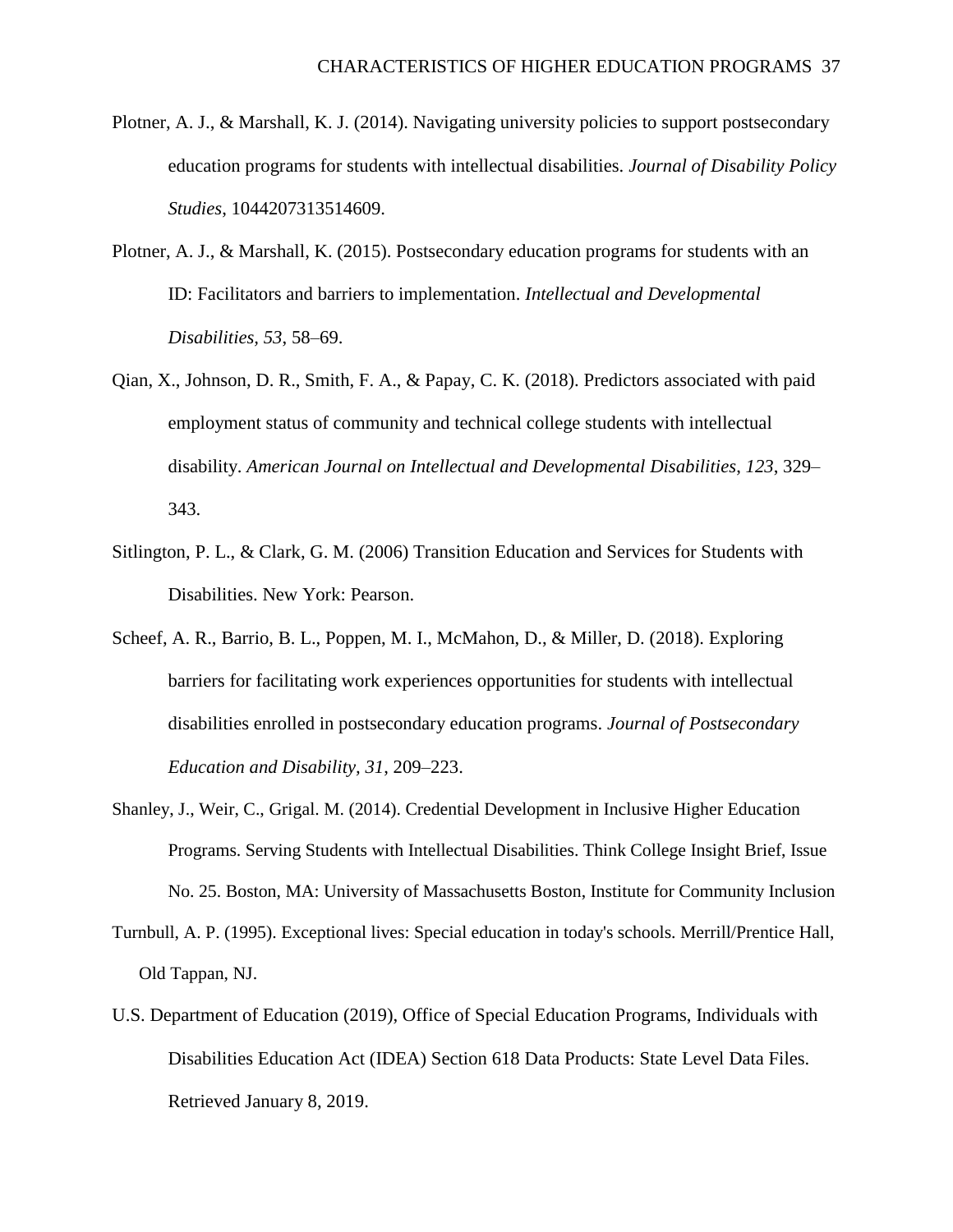Plotner, A. J., & Marshall, K. J. (2014). Navigating university policies to support postsecondary education programs for students with intellectual disabilities. *Journal of Disability Policy Studies*, 1044207313514609.

Plotner, A. J., & Marshall, K. (2015). Postsecondary education programs for students with an ID: Facilitators and barriers to implementation. *Intellectual and Developmental Disabilities*, *53*, 58–69.

Qian, X., Johnson, D. R., Smith, F. A., & Papay, C. K. (2018). Predictors associated with paid employment status of community and technical college students with intellectual disability. *American Journal on Intellectual and Developmental Disabilities*, *123*, 329–343.

Sitlington, P. L., & Clark, G. M. (2006) Transition Education and Services for Students with Disabilities. New York: Pearson.

Scheef, A. R., Barrio, B. L., Poppen, M. I., McMahon, D., & Miller, D. (2018). Exploring barriers for facilitating work experiences opportunities for students with intellectual disabilities enrolled in postsecondary education programs. *Journal of Postsecondary Education and Disability*, *31*, 209–223.

Shanley, J., Weir, C., Grigal. M. (2014). Credential Development in Inclusive Higher Education Programs. Serving Students with Intellectual Disabilities. Think College Insight Brief, Issue No. 25. Boston, MA: University of Massachusetts Boston, Institute for Community Inclusion

Turnbull, A. P. (1995). Exceptional lives: Special education in today's schools. Merrill/Prentice Hall, Old Tappan, NJ.

U.S. Department of Education (2019), Office of Special Education Programs, Individuals with Disabilities Education Act (IDEA) Section 618 Data Products: State Level Data Files. Retrieved January 8, 2019.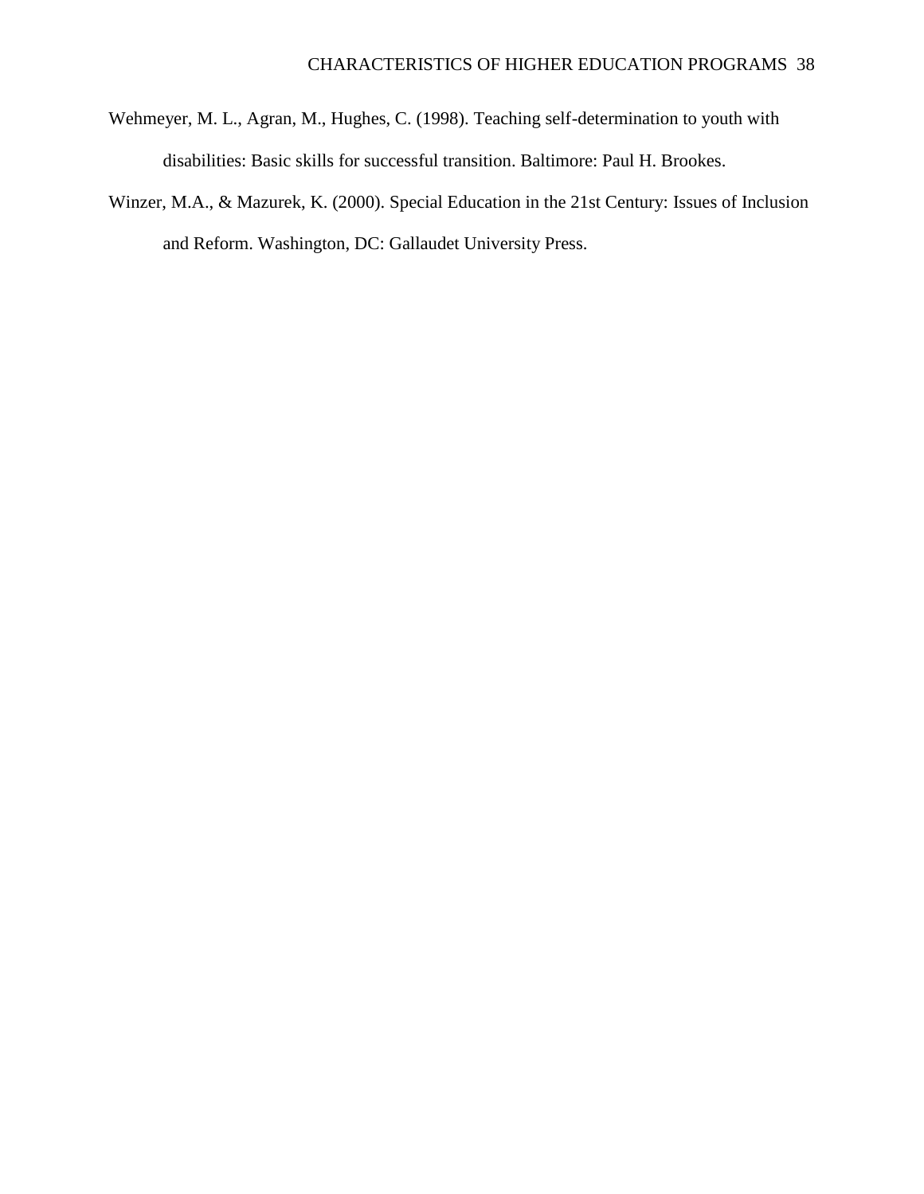Wehmeyer, M. L., Agran, M., Hughes, C. (1998). Teaching self-determination to youth with disabilities: Basic skills for successful transition. Baltimore: Paul H. Brookes.

Winzer, M.A., & Mazurek, K. (2000). Special Education in the 21st Century: Issues of Inclusion and Reform. Washington, DC: Gallaudet University Press.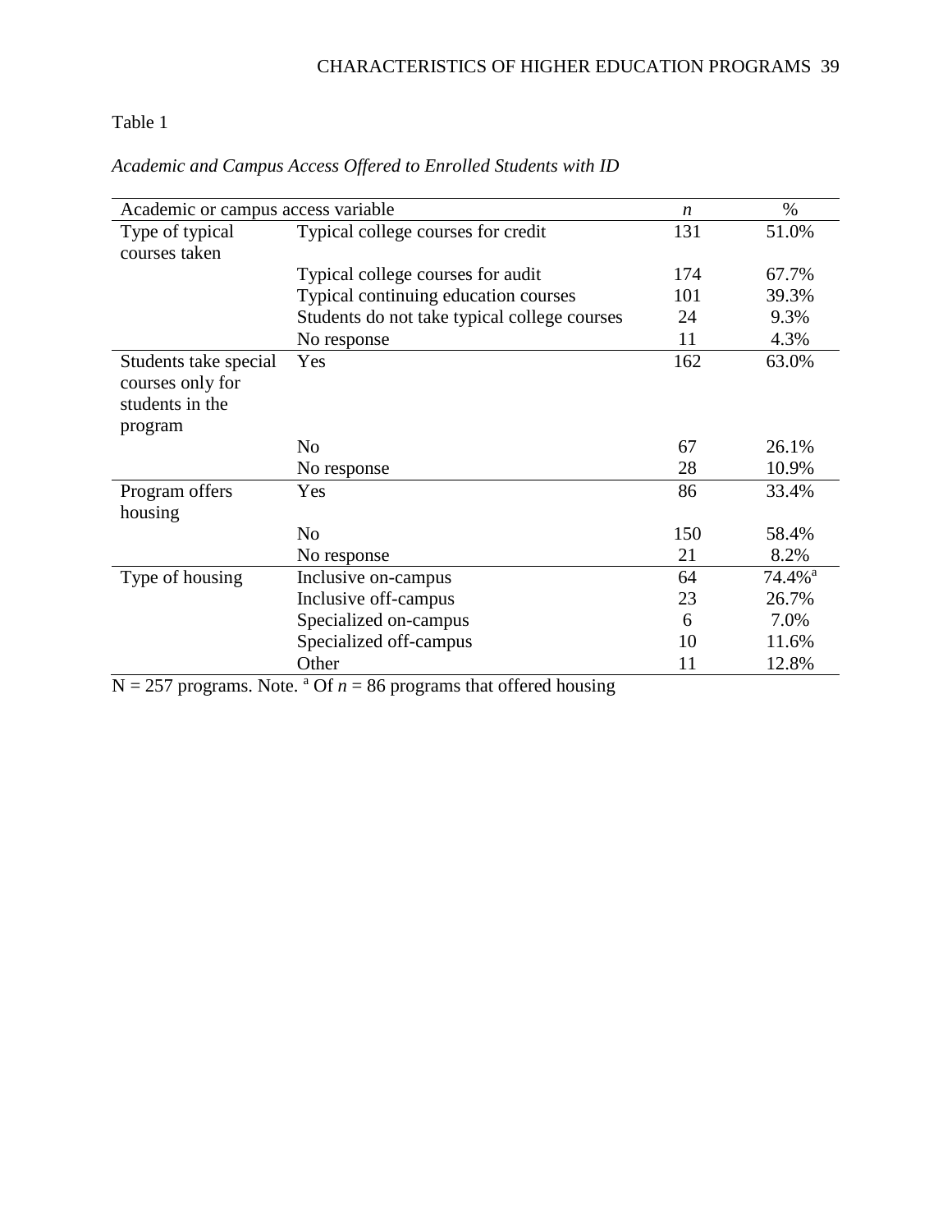Table 1

*Academic and Campus Access Offered to Enrolled Students with ID*

| Academic or campus access variable | | *n* | % |
|---|---|---|---|
| Type of typical courses taken | Typical college courses for credit | 131 | 51.0% |
| | Typical college courses for audit | 174 | 67.7% |
| | Typical continuing education courses | 101 | 39.3% |
| | Students do not take typical college courses | 24 | 9.3% |
| | No response | 11 | 4.3% |
| Students take special courses only for students in the program | Yes | 162 | 63.0% |
| | No | 67 | 26.1% |
| | No response | 28 | 10.9% |
| Program offers housing | Yes | 86 | 33.4% |
| | No | 150 | 58.4% |
| | No response | 21 | 8.2% |
| Type of housing | Inclusive on-campus | 64 | 74.4%[a] |
| | Inclusive off-campus | 23 | 26.7% |
| | Specialized on-campus | 6 | 7.0% |
| | Specialized off-campus | 10 | 11.6% |
| | Other | 11 | 12.8% |

N = 257 programs. Note. [a] Of *n* = 86 programs that offered housing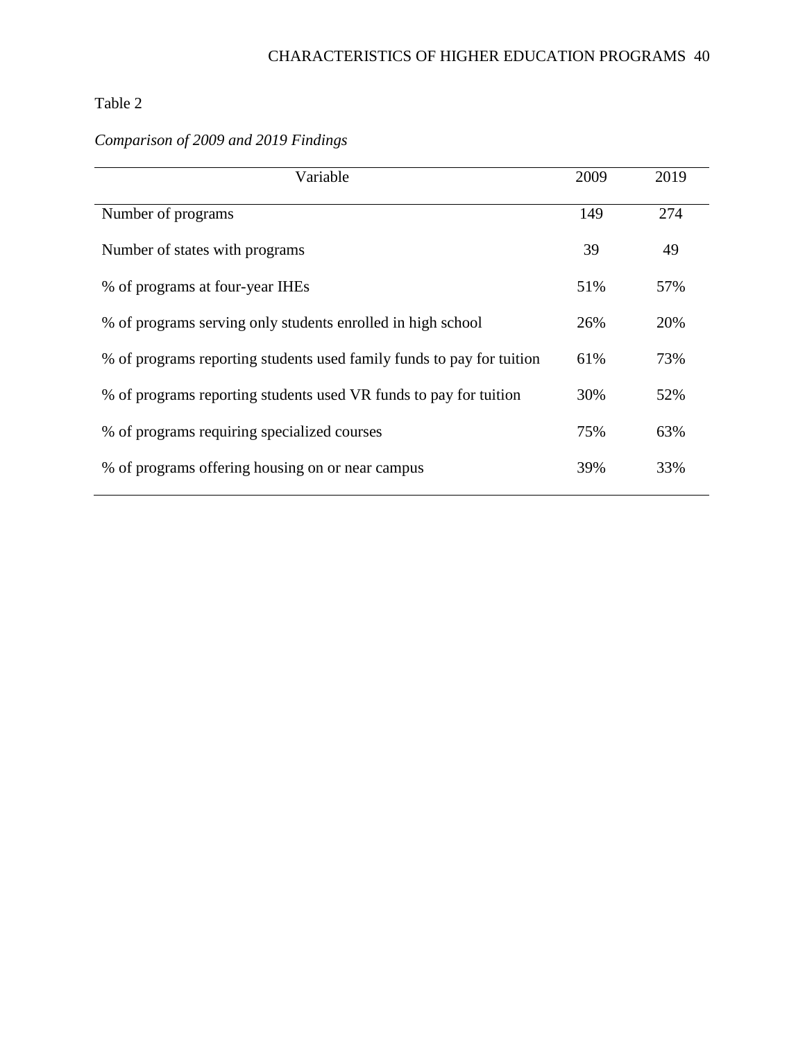Table 2

*Comparison of 2009 and 2019 Findings*

| Variable | 2009 | 2019 |
|---|---|---|
| Number of programs | 149 | 274 |
| Number of states with programs | 39 | 49 |
| % of programs at four-year IHEs | 51% | 57% |
| % of programs serving only students enrolled in high school | 26% | 20% |
| % of programs reporting students used family funds to pay for tuition | 61% | 73% |
| % of programs reporting students used VR funds to pay for tuition | 30% | 52% |
| % of programs requiring specialized courses | 75% | 63% |
| % of programs offering housing on or near campus | 39% | 33% |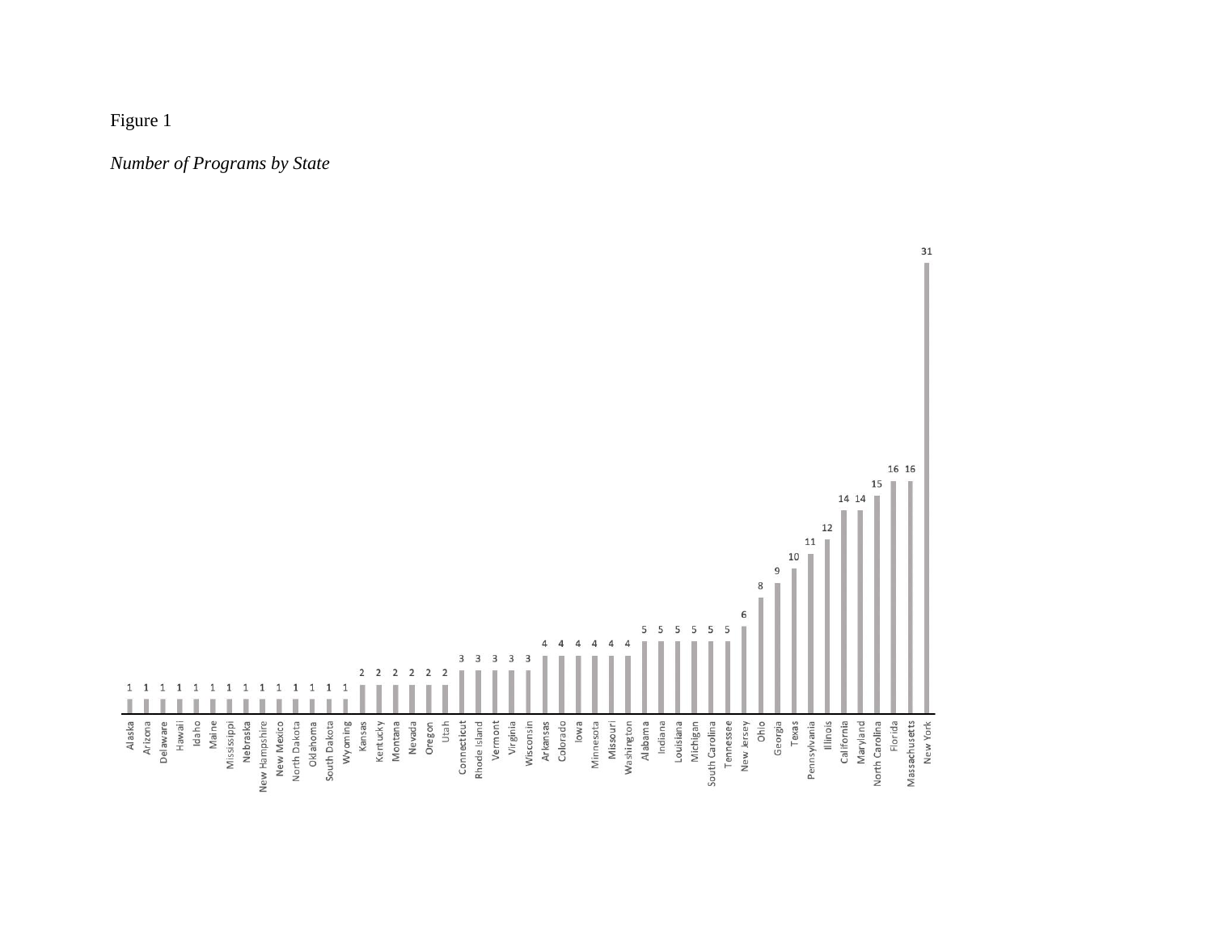Figure 1

*Number of Programs by State*

31

16 16

15

14 14

12

11

10

9

8

6

5 5 5 5 5 5

4 4 4 4 4 4

3 3 3 3 3

2 2 2 2 2 2

1 1 1 1 1 1 1 1 1 1 1 1 1 1

Alaska Arizona Delaware Hawaii Idaho Maine Mississippi Nebraska New Hampshire New Mexico North Dakota Oklahoma South Dakota Wyoming Kansas Kentucky Montana Nevada Oregon Utah Connecticut Rhode Island Vermont Virginia Wisconsin Arkansas Colorado Iowa Minnesota Missouri Washington Alabama Indiana Louisiana Michigan South Carolina Tennessee New Jersey Ohio Georgia Texas Pennsylvania Illinois California Maryland North Carolina Florida Massachusetts New York